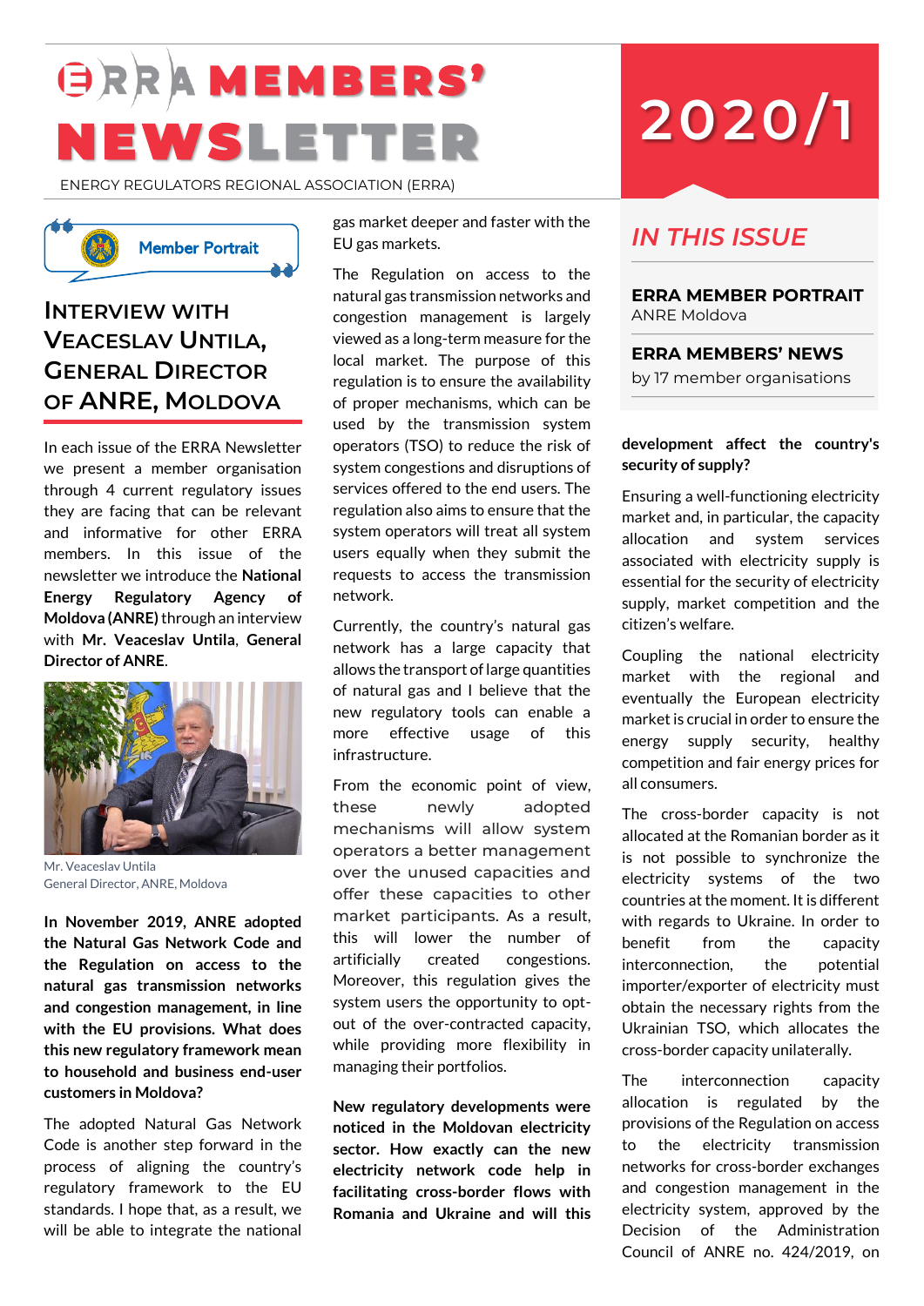# ERRA MEMBERS' NEWSLETTER

ENERGY REGULATORS REGIONAL ASSOCIATION (ERRA)

2020/1

## IN THIS ISSUE

**ERRA MEMBER PORTRAIT**
ANRE Moldova

**ERRA MEMBERS' NEWS**
by 17 member organisations

Member Portrait

## INTERVIEW WITH VEACESLAV UNTILA, GENERAL DIRECTOR OF ANRE, MOLDOVA

In each issue of the ERRA Newsletter we present a member organisation through 4 current regulatory issues they are facing that can be relevant and informative for other ERRA members. In this issue of the newsletter we introduce the **National Energy Regulatory Agency of Moldova (ANRE)** through an interview with **Mr. Veaceslav Untila**, **General Director of ANRE**.

Mr. Veaceslav Untila
General Director, ANRE, Moldova

**In November 2019, ANRE adopted the Natural Gas Network Code and the Regulation on access to the natural gas transmission networks and congestion management, in line with the EU provisions. What does this new regulatory framework mean to household and business end-user customers in Moldova?**

The adopted Natural Gas Network Code is another step forward in the process of aligning the country's regulatory framework to the EU standards. I hope that, as a result, we will be able to integrate the national gas market deeper and faster with the EU gas markets.

The Regulation on access to the natural gas transmission networks and congestion management is largely viewed as a long-term measure for the local market. The purpose of this regulation is to ensure the availability of proper mechanisms, which can be used by the transmission system operators (TSO) to reduce the risk of system congestions and disruptions of services offered to the end users. The regulation also aims to ensure that the system operators will treat all system users equally when they submit the requests to access the transmission network.

Currently, the country's natural gas network has a large capacity that allows the transport of large quantities of natural gas and I believe that the new regulatory tools can enable a more effective usage of this infrastructure.

From the economic point of view, these newly adopted mechanisms will allow system operators a better management over the unused capacities and offer these capacities to other market participants. As a result, this will lower the number of artificially created congestions. Moreover, this regulation gives the system users the opportunity to opt-out of the over-contracted capacity, while providing more flexibility in managing their portfolios.

**New regulatory developments were noticed in the Moldovan electricity sector. How exactly can the new electricity network code help in facilitating cross-border flows with Romania and Ukraine and will this development affect the country's security of supply?**

Ensuring a well-functioning electricity market and, in particular, the capacity allocation and system services associated with electricity supply is essential for the security of electricity supply, market competition and the citizen's welfare.

Coupling the national electricity market with the regional and eventually the European electricity market is crucial in order to ensure the energy supply security, healthy competition and fair energy prices for all consumers.

The cross-border capacity is not allocated at the Romanian border as it is not possible to synchronize the electricity systems of the two countries at the moment. It is different with regards to Ukraine. In order to benefit from the capacity interconnection, the potential importer/exporter of electricity must obtain the necessary rights from the Ukrainian TSO, which allocates the cross-border capacity unilaterally.

The interconnection capacity allocation is regulated by the provisions of the Regulation on access to the electricity transmission networks for cross-border exchanges and congestion management in the electricity system, approved by the Decision of the Administration Council of ANRE no. 424/2019, on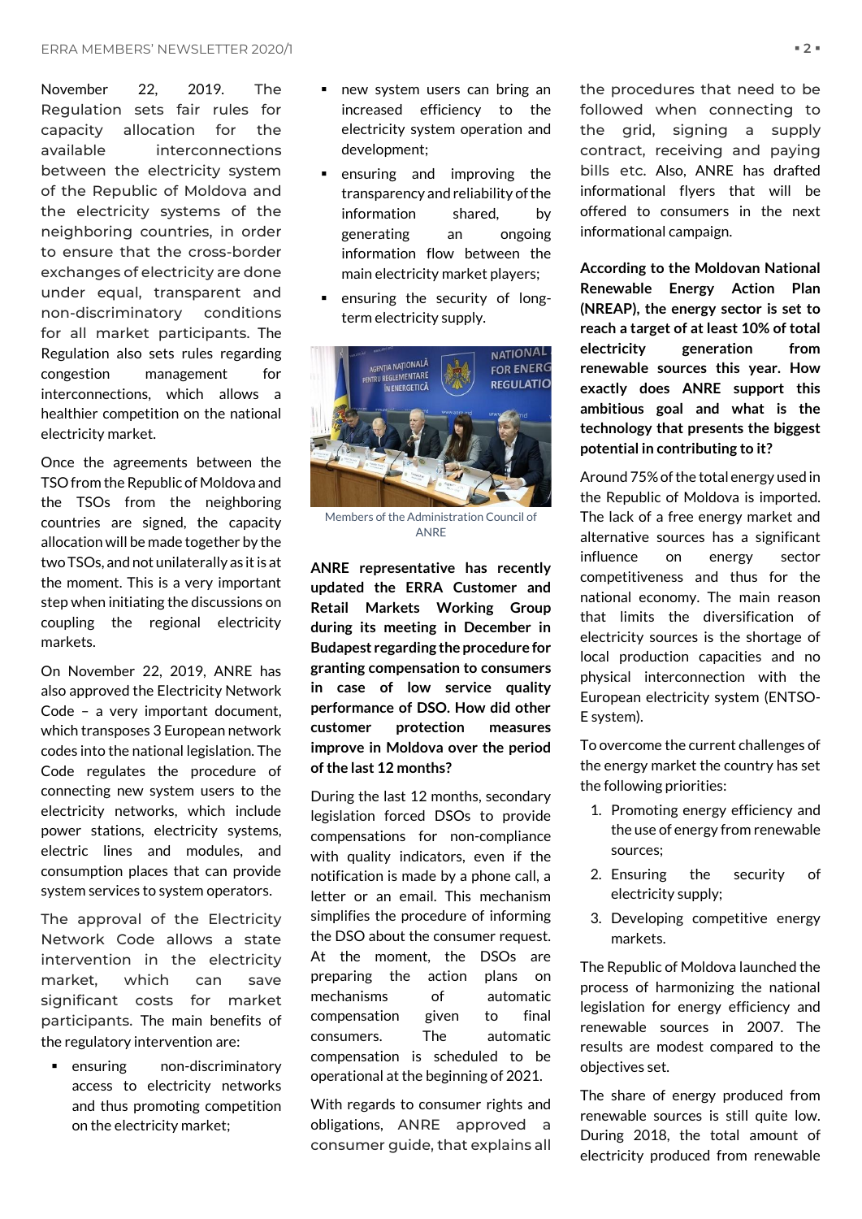November 22, 2019. The Regulation sets fair rules for capacity allocation for the available interconnections between the electricity system of the Republic of Moldova and the electricity systems of the neighboring countries, in order to ensure that the cross-border exchanges of electricity are done under equal, transparent and non-discriminatory conditions for all market participants. The Regulation also sets rules regarding congestion management for interconnections, which allows a healthier competition on the national electricity market.

Once the agreements between the TSO from the Republic of Moldova and the TSOs from the neighboring countries are signed, the capacity allocation will be made together by the two TSOs, and not unilaterally as it is at the moment. This is a very important step when initiating the discussions on coupling the regional electricity markets.

On November 22, 2019, ANRE has also approved the Electricity Network Code – a very important document, which transposes 3 European network codes into the national legislation. The Code regulates the procedure of connecting new system users to the electricity networks, which include power stations, electricity systems, electric lines and modules, and consumption places that can provide system services to system operators.

The approval of the Electricity Network Code allows a state intervention in the electricity market, which can save significant costs for market participants. The main benefits of the regulatory intervention are:

- ensuring non-discriminatory access to electricity networks and thus promoting competition on the electricity market;
- new system users can bring an increased efficiency to the electricity system operation and development;
- ensuring and improving the transparency and reliability of the information shared, by generating an ongoing information flow between the main electricity market players;
- ensuring the security of long-term electricity supply.

Members of the Administration Council of ANRE

**ANRE representative has recently updated the ERRA Customer and Retail Markets Working Group during its meeting in December in Budapest regarding the procedure for granting compensation to consumers in case of low service quality performance of DSO. How did other customer protection measures improve in Moldova over the period of the last 12 months?**

During the last 12 months, secondary legislation forced DSOs to provide compensations for non-compliance with quality indicators, even if the notification is made by a phone call, a letter or an email. This mechanism simplifies the procedure of informing the DSO about the consumer request. At the moment, the DSOs are preparing the action plans on mechanisms of automatic compensation given to final consumers. The automatic compensation is scheduled to be operational at the beginning of 2021.

With regards to consumer rights and obligations, ANRE approved a consumer guide, that explains all the procedures that need to be followed when connecting to the grid, signing a supply contract, receiving and paying bills etc. Also, ANRE has drafted informational flyers that will be offered to consumers in the next informational campaign.

**According to the Moldovan National Renewable Energy Action Plan (NREAP), the energy sector is set to reach a target of at least 10% of total electricity generation from renewable sources this year. How exactly does ANRE support this ambitious goal and what is the technology that presents the biggest potential in contributing to it?**

Around 75% of the total energy used in the Republic of Moldova is imported. The lack of a free energy market and alternative sources has a significant influence on energy sector competitiveness and thus for the national economy. The main reason that limits the diversification of electricity sources is the shortage of local production capacities and no physical interconnection with the European electricity system (ENTSO-E system).

To overcome the current challenges of the energy market the country has set the following priorities:

1. Promoting energy efficiency and the use of energy from renewable sources;
2. Ensuring the security of electricity supply;
3. Developing competitive energy markets.

The Republic of Moldova launched the process of harmonizing the national legislation for energy efficiency and renewable sources in 2007. The results are modest compared to the objectives set.

The share of energy produced from renewable sources is still quite low. During 2018, the total amount of electricity produced from renewable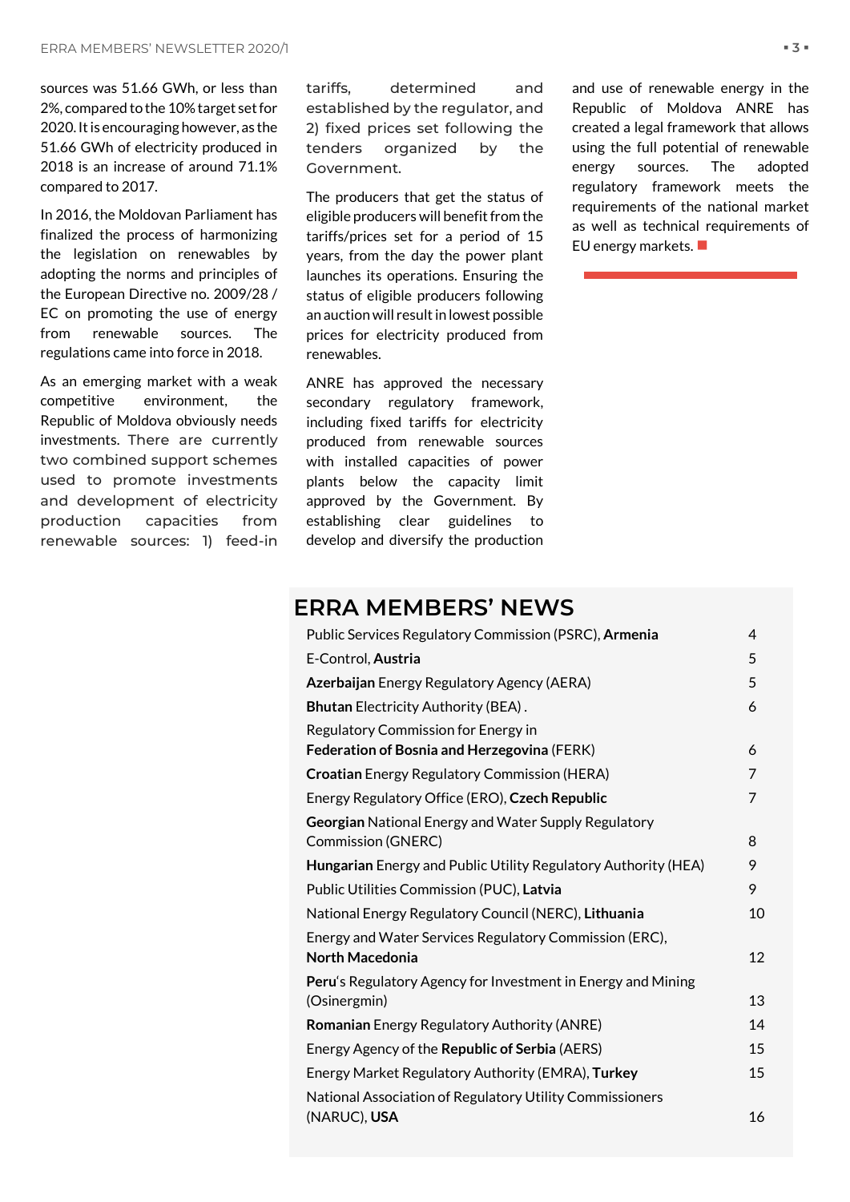sources was 51.66 GWh, or less than 2%, compared to the 10% target set for 2020. It is encouraging however, as the 51.66 GWh of electricity produced in 2018 is an increase of around 71.1% compared to 2017.

In 2016, the Moldovan Parliament has finalized the process of harmonizing the legislation on renewables by adopting the norms and principles of the European Directive no. 2009/28 / EC on promoting the use of energy from renewable sources. The regulations came into force in 2018.

As an emerging market with a weak competitive environment, the Republic of Moldova obviously needs investments. There are currently two combined support schemes used to promote investments and development of electricity production capacities from renewable sources: 1) feed-in tariffs, determined and established by the regulator, and 2) fixed prices set following the tenders organized by the Government.

The producers that get the status of eligible producers will benefit from the tariffs/prices set for a period of 15 years, from the day the power plant launches its operations. Ensuring the status of eligible producers following an auction will result in lowest possible prices for electricity produced from renewables.

ANRE has approved the necessary secondary regulatory framework, including fixed tariffs for electricity produced from renewable sources with installed capacities of power plants below the capacity limit approved by the Government. By establishing clear guidelines to develop and diversify the production and use of renewable energy in the Republic of Moldova ANRE has created a legal framework that allows using the full potential of renewable energy sources. The adopted regulatory framework meets the requirements of the national market as well as technical requirements of EU energy markets. ■

## ERRA MEMBERS' NEWS

| | |
|---|---|
| Public Services Regulatory Commission (PSRC), **Armenia** | 4 |
| E-Control, **Austria** | 5 |
| **Azerbaijan** Energy Regulatory Agency (AERA) | 5 |
| **Bhutan** Electricity Authority (BEA) . | 6 |
| Regulatory Commission for Energy in **Federation of Bosnia and Herzegovina** (FERK) | 6 |
| **Croatian** Energy Regulatory Commission (HERA) | 7 |
| Energy Regulatory Office (ERO), **Czech Republic** | 7 |
| **Georgian** National Energy and Water Supply Regulatory Commission (GNERC) | 8 |
| **Hungarian** Energy and Public Utility Regulatory Authority (HEA) | 9 |
| Public Utilities Commission (PUC), **Latvia** | 9 |
| National Energy Regulatory Council (NERC), **Lithuania** | 10 |
| Energy and Water Services Regulatory Commission (ERC), **North Macedonia** | 12 |
| **Peru**'s Regulatory Agency for Investment in Energy and Mining (Osinergmin) | 13 |
| **Romanian** Energy Regulatory Authority (ANRE) | 14 |
| Energy Agency of the **Republic of Serbia** (AERS) | 15 |
| Energy Market Regulatory Authority (EMRA), **Turkey** | 15 |
| National Association of Regulatory Utility Commissioners (NARUC), **USA** | 16 |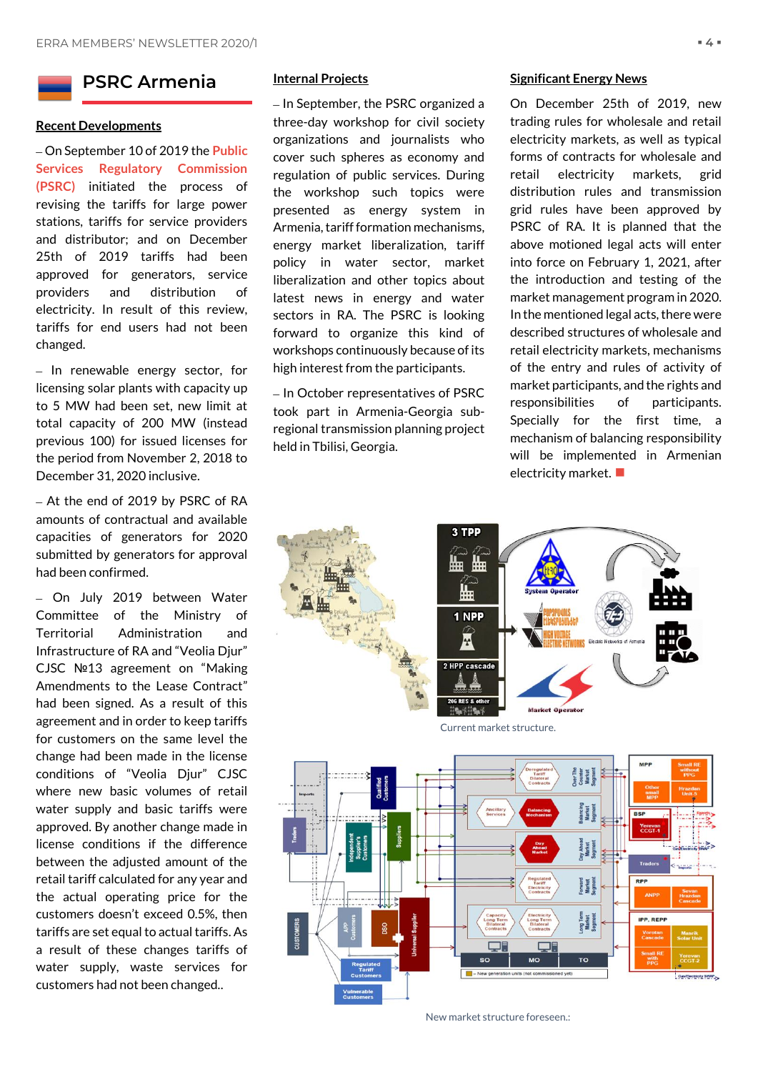# PSRC Armenia

## Recent Developments

– On September 10 of 2019 the Public Services Regulatory Commission (PSRC) initiated the process of revising the tariffs for large power stations, tariffs for service providers and distributor; and on December 25th of 2019 tariffs had been approved for generators, service providers and distribution of electricity. In result of this review, tariffs for end users had not been changed.

– In renewable energy sector, for licensing solar plants with capacity up to 5 MW had been set, new limit at total capacity of 200 MW (instead previous 100) for issued licenses for the period from November 2, 2018 to December 31, 2020 inclusive.

– At the end of 2019 by PSRC of RA amounts of contractual and available capacities of generators for 2020 submitted by generators for approval had been confirmed.

– On July 2019 between Water Committee of the Ministry of Territorial Administration and Infrastructure of RA and "Veolia Djur" CJSC №13 agreement on "Making Amendments to the Lease Contract" had been signed. As a result of this agreement and in order to keep tariffs for customers on the same level the change had been made in the license conditions of "Veolia Djur" CJSC where new basic volumes of retail water supply and basic tariffs were approved. By another change made in license conditions if the difference between the adjusted amount of the retail tariff calculated for any year and the actual operating price for the customers doesn't exceed 0.5%, then tariffs are set equal to actual tariffs. As a result of these changes tariffs of water supply, waste services for customers had not been changed..

## Internal Projects

– In September, the PSRC organized a three-day workshop for civil society organizations and journalists who cover such spheres as economy and regulation of public services. During the workshop such topics were presented as energy system in Armenia, tariff formation mechanisms, energy market liberalization, tariff policy in water sector, market liberalization and other topics about latest news in energy and water sectors in RA. The PSRC is looking forward to organize this kind of workshops continuously because of its high interest from the participants.

– In October representatives of PSRC took part in Armenia-Georgia sub-regional transmission planning project held in Tbilisi, Georgia.

## Significant Energy News

On December 25th of 2019, new trading rules for wholesale and retail electricity markets, as well as typical forms of contracts for wholesale and retail electricity markets, grid distribution rules and transmission grid rules have been approved by PSRC of RA. It is planned that the above motioned legal acts will enter into force on February 1, 2021, after the introduction and testing of the market management program in 2020. In the mentioned legal acts, there were described structures of wholesale and retail electricity markets, mechanisms of the entry and rules of activity of market participants, and the rights and responsibilities of participants. Specially for the first time, a mechanism of balancing responsibility will be implemented in Armenian electricity market.

Current market structure.

New market structure foreseen.: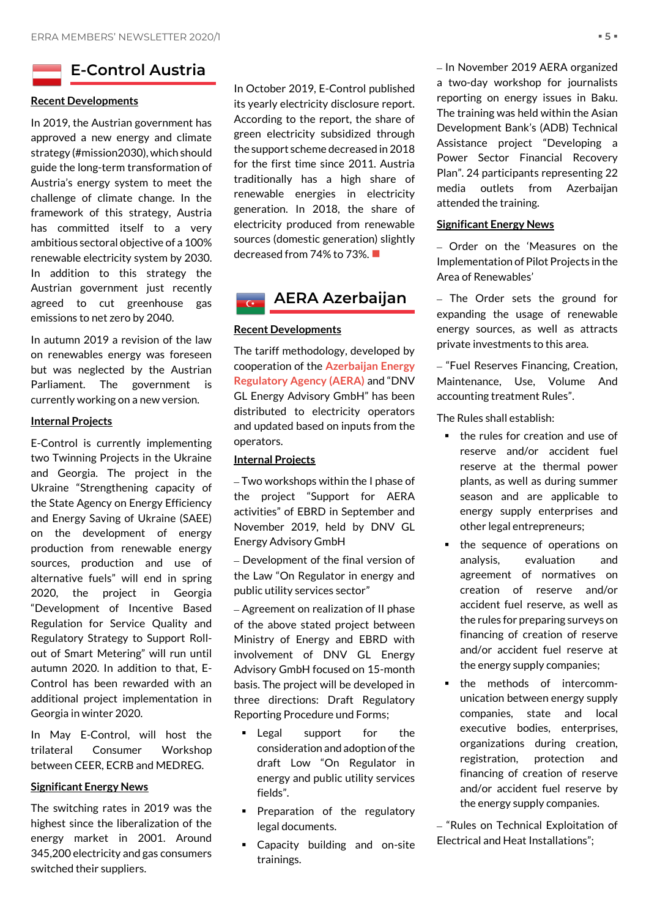## E-Control Austria

### Recent Developments

In 2019, the Austrian government has approved a new energy and climate strategy (#mission2030), which should guide the long-term transformation of Austria's energy system to meet the challenge of climate change. In the framework of this strategy, Austria has committed itself to a very ambitious sectoral objective of a 100% renewable electricity system by 2030. In addition to this strategy the Austrian government just recently agreed to cut greenhouse gas emissions to net zero by 2040.

In autumn 2019 a revision of the law on renewables energy was foreseen but was neglected by the Austrian Parliament. The government is currently working on a new version.

### Internal Projects

E-Control is currently implementing two Twinning Projects in the Ukraine and Georgia. The project in the Ukraine "Strengthening capacity of the State Agency on Energy Efficiency and Energy Saving of Ukraine (SAEE) on the development of energy production from renewable energy sources, production and use of alternative fuels" will end in spring 2020, the project in Georgia "Development of Incentive Based Regulation for Service Quality and Regulatory Strategy to Support Roll-out of Smart Metering" will run until autumn 2020. In addition to that, E-Control has been rewarded with an additional project implementation in Georgia in winter 2020.

In May E-Control, will host the trilateral Consumer Workshop between CEER, ECRB and MEDREG.

### Significant Energy News

The switching rates in 2019 was the highest since the liberalization of the energy market in 2001. Around 345,200 electricity and gas consumers switched their suppliers.

In October 2019, E-Control published its yearly electricity disclosure report. According to the report, the share of green electricity subsidized through the support scheme decreased in 2018 for the first time since 2011. Austria traditionally has a high share of renewable energies in electricity generation. In 2018, the share of electricity produced from renewable sources (domestic generation) slightly decreased from 74% to 73%.

## AERA Azerbaijan

### Recent Developments

The tariff methodology, developed by cooperation of the Azerbaijan Energy Regulatory Agency (AERA) and "DNV GL Energy Advisory GmbH" has been distributed to electricity operators and updated based on inputs from the operators.

### Internal Projects

– Two workshops within the I phase of the project "Support for AERA activities" of EBRD in September and November 2019, held by DNV GL Energy Advisory GmbH

– Development of the final version of the Law "On Regulator in energy and public utility services sector"

– Agreement on realization of II phase of the above stated project between Ministry of Energy and EBRD with involvement of DNV GL Energy Advisory GmbH focused on 15-month basis. The project will be developed in three directions: Draft Regulatory Reporting Procedure und Forms;

- Legal support for the consideration and adoption of the draft Low "On Regulator in energy and public utility services fields".
- Preparation of the regulatory legal documents.
- Capacity building and on-site trainings.

– In November 2019 AERA organized a two-day workshop for journalists reporting on energy issues in Baku. The training was held within the Asian Development Bank's (ADB) Technical Assistance project "Developing a Power Sector Financial Recovery Plan". 24 participants representing 22 media outlets from Azerbaijan attended the training.

### Significant Energy News

– Order on the 'Measures on the Implementation of Pilot Projects in the Area of Renewables'

– The Order sets the ground for expanding the usage of renewable energy sources, as well as attracts private investments to this area.

– "Fuel Reserves Financing, Creation, Maintenance, Use, Volume And accounting treatment Rules".

The Rules shall establish:

- the rules for creation and use of reserve and/or accident fuel reserve at the thermal power plants, as well as during summer season and are applicable to energy supply enterprises and other legal entrepreneurs;
- the sequence of operations on analysis, evaluation and agreement of normatives on creation of reserve and/or accident fuel reserve, as well as the rules for preparing surveys on financing of creation of reserve and/or accident fuel reserve at the energy supply companies;
- the methods of intercomm-unication between energy supply companies, state and local executive bodies, enterprises, organizations during creation, registration, protection and financing of creation of reserve and/or accident fuel reserve by the energy supply companies.

– "Rules on Technical Exploitation of Electrical and Heat Installations";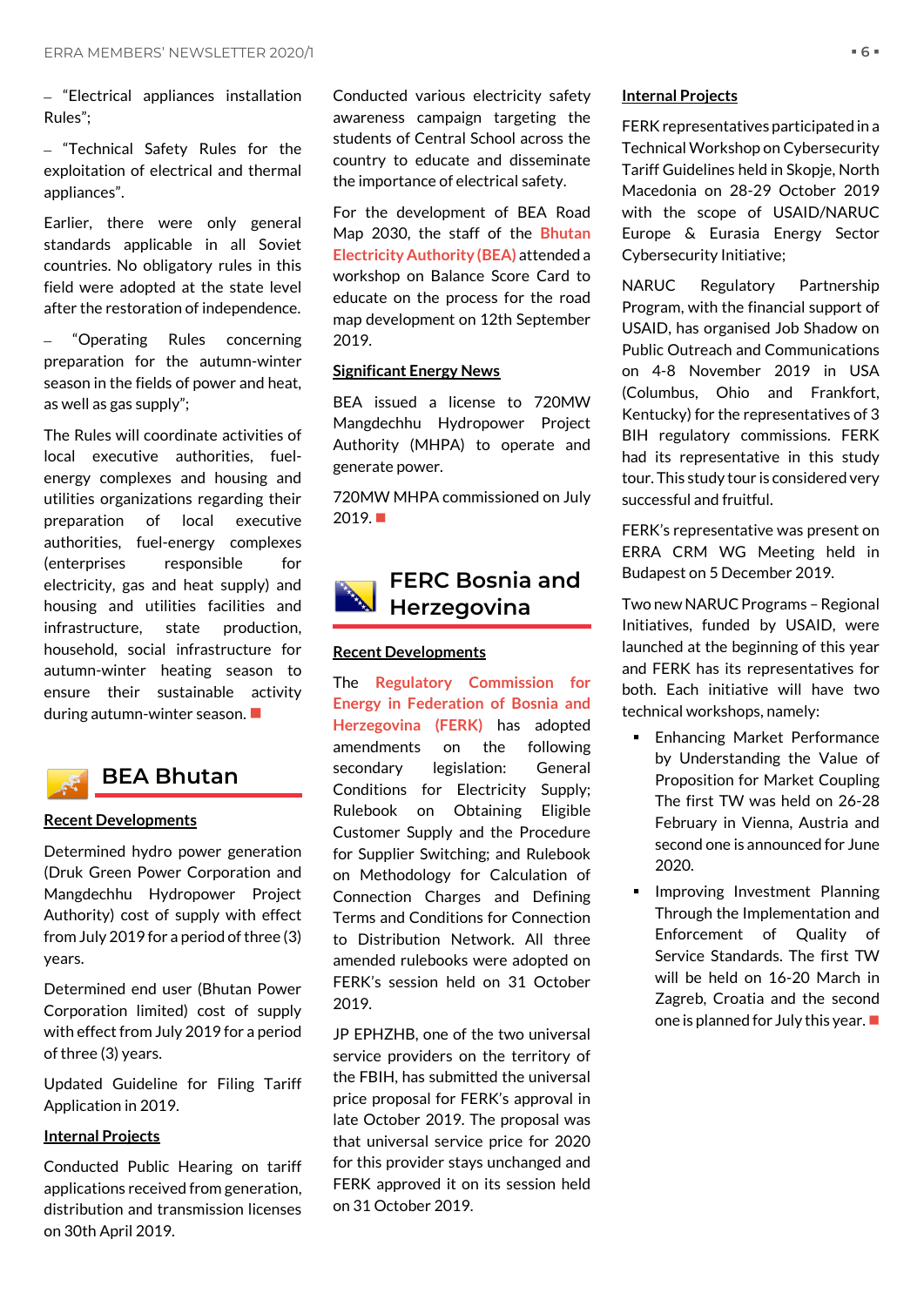– "Electrical appliances installation Rules";

– "Technical Safety Rules for the exploitation of electrical and thermal appliances".

Earlier, there were only general standards applicable in all Soviet countries. No obligatory rules in this field were adopted at the state level after the restoration of independence.

– "Operating Rules concerning preparation for the autumn-winter season in the fields of power and heat, as well as gas supply";

The Rules will coordinate activities of local executive authorities, fuel-energy complexes and housing and utilities organizations regarding their preparation of local executive authorities, fuel-energy complexes (enterprises responsible for electricity, gas and heat supply) and housing and utilities facilities and infrastructure, state production, household, social infrastructure for autumn-winter heating season to ensure their sustainable activity during autumn-winter season. ■

## BEA Bhutan

**Recent Developments**

Determined hydro power generation (Druk Green Power Corporation and Mangdechhu Hydropower Project Authority) cost of supply with effect from July 2019 for a period of three (3) years.

Determined end user (Bhutan Power Corporation limited) cost of supply with effect from July 2019 for a period of three (3) years.

Updated Guideline for Filing Tariff Application in 2019.

**Internal Projects**

Conducted Public Hearing on tariff applications received from generation, distribution and transmission licenses on 30th April 2019.

Conducted various electricity safety awareness campaign targeting the students of Central School across the country to educate and disseminate the importance of electrical safety.

For the development of BEA Road Map 2030, the staff of the Bhutan Electricity Authority (BEA) attended a workshop on Balance Score Card to educate on the process for the road map development on 12th September 2019.

**Significant Energy News**

BEA issued a license to 720MW Mangdechhu Hydropower Project Authority (MHPA) to operate and generate power.

720MW MHPA commissioned on July 2019. ■

## FERC Bosnia and Herzegovina

**Recent Developments**

The Regulatory Commission for Energy in Federation of Bosnia and Herzegovina (FERK) has adopted amendments on the following secondary legislation: General Conditions for Electricity Supply; Rulebook on Obtaining Eligible Customer Supply and the Procedure for Supplier Switching; and Rulebook on Methodology for Calculation of Connection Charges and Defining Terms and Conditions for Connection to Distribution Network. All three amended rulebooks were adopted on FERK's session held on 31 October 2019.

JP EPHZHB, one of the two universal service providers on the territory of the FBIH, has submitted the universal price proposal for FERK's approval in late October 2019. The proposal was that universal service price for 2020 for this provider stays unchanged and FERK approved it on its session held on 31 October 2019.

**Internal Projects**

FERK representatives participated in a Technical Workshop on Cybersecurity Tariff Guidelines held in Skopje, North Macedonia on 28-29 October 2019 with the scope of USAID/NARUC Europe & Eurasia Energy Sector Cybersecurity Initiative;

NARUC Regulatory Partnership Program, with the financial support of USAID, has organised Job Shadow on Public Outreach and Communications on 4-8 November 2019 in USA (Columbus, Ohio and Frankfort, Kentucky) for the representatives of 3 BIH regulatory commissions. FERK had its representative in this study tour. This study tour is considered very successful and fruitful.

FERK's representative was present on ERRA CRM WG Meeting held in Budapest on 5 December 2019.

Two new NARUC Programs – Regional Initiatives, funded by USAID, were launched at the beginning of this year and FERK has its representatives for both. Each initiative will have two technical workshops, namely:

- Enhancing Market Performance by Understanding the Value of Proposition for Market Coupling The first TW was held on 26-28 February in Vienna, Austria and second one is announced for June 2020.
- Improving Investment Planning Through the Implementation and Enforcement of Quality of Service Standards. The first TW will be held on 16-20 March in Zagreb, Croatia and the second one is planned for July this year. ■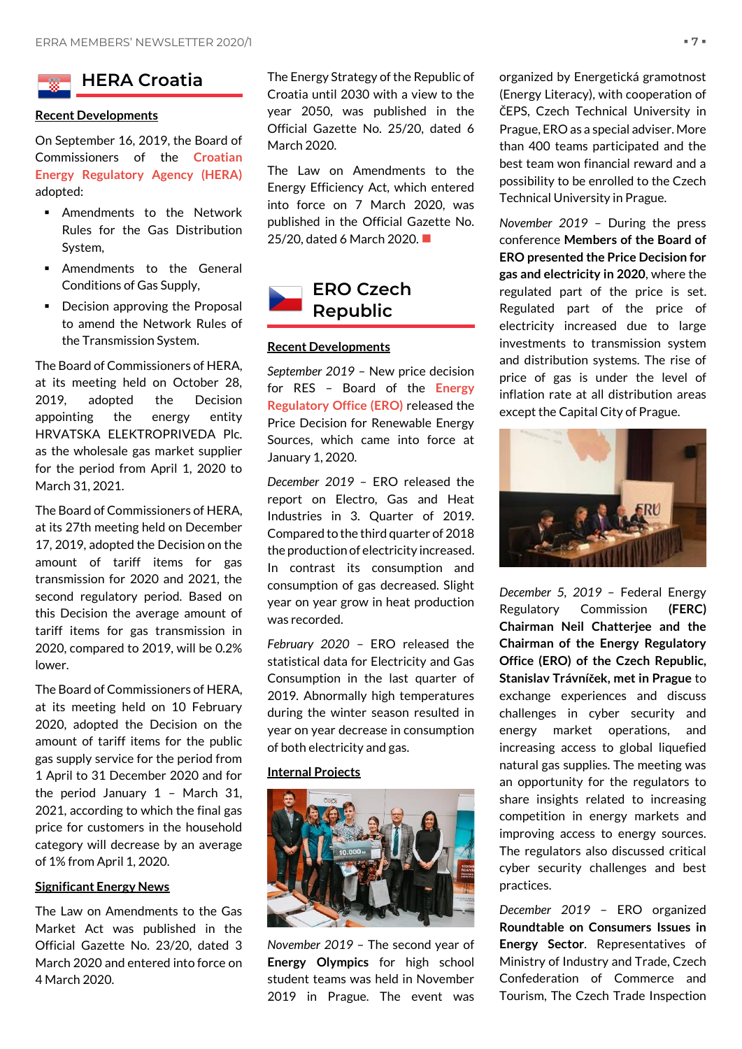## HERA Croatia

**Recent Developments**

On September 16, 2019, the Board of Commissioners of the Croatian Energy Regulatory Agency (HERA) adopted:

- Amendments to the Network Rules for the Gas Distribution System,
- Amendments to the General Conditions of Gas Supply,
- Decision approving the Proposal to amend the Network Rules of the Transmission System.

The Board of Commissioners of HERA, at its meeting held on October 28, 2019, adopted the Decision appointing the energy entity HRVATSKA ELEKTROPRIVEDA Plc. as the wholesale gas market supplier for the period from April 1, 2020 to March 31, 2021.

The Board of Commissioners of HERA, at its 27th meeting held on December 17, 2019, adopted the Decision on the amount of tariff items for gas transmission for 2020 and 2021, the second regulatory period. Based on this Decision the average amount of tariff items for gas transmission in 2020, compared to 2019, will be 0.2% lower.

The Board of Commissioners of HERA, at its meeting held on 10 February 2020, adopted the Decision on the amount of tariff items for the public gas supply service for the period from 1 April to 31 December 2020 and for the period January 1 – March 31, 2021, according to which the final gas price for customers in the household category will decrease by an average of 1% from April 1, 2020.

**Significant Energy News**

The Law on Amendments to the Gas Market Act was published in the Official Gazette No. 23/20, dated 3 March 2020 and entered into force on 4 March 2020.

The Energy Strategy of the Republic of Croatia until 2030 with a view to the year 2050, was published in the Official Gazette No. 25/20, dated 6 March 2020.

The Law on Amendments to the Energy Efficiency Act, which entered into force on 7 March 2020, was published in the Official Gazette No. 25/20, dated 6 March 2020.

## ERO Czech Republic

**Recent Developments**

*September 2019* – New price decision for RES – Board of the Energy Regulatory Office (ERO) released the Price Decision for Renewable Energy Sources, which came into force at January 1, 2020.

*December 2019* – ERO released the report on Electro, Gas and Heat Industries in 3. Quarter of 2019. Compared to the third quarter of 2018 the production of electricity increased. In contrast its consumption and consumption of gas decreased. Slight year on year grow in heat production was recorded.

*February 2020* – ERO released the statistical data for Electricity and Gas Consumption in the last quarter of 2019. Abnormally high temperatures during the winter season resulted in year on year decrease in consumption of both electricity and gas.

**Internal Projects**

*November 2019* – The second year of **Energy Olympics** for high school student teams was held in November 2019 in Prague. The event was organized by Energetická gramotnost (Energy Literacy), with cooperation of ČEPS, Czech Technical University in Prague, ERO as a special adviser. More than 400 teams participated and the best team won financial reward and a possibility to be enrolled to the Czech Technical University in Prague.

*November 2019* – During the press conference **Members of the Board of ERO presented the Price Decision for gas and electricity in 2020**, where the regulated part of the price is set. Regulated part of the price of electricity increased due to large investments to transmission system and distribution systems. The rise of price of gas is under the level of inflation rate at all distribution areas except the Capital City of Prague.

*December 5, 2019* – Federal Energy Regulatory Commission **(FERC) Chairman Neil Chatterjee and the Chairman of the Energy Regulatory Office (ERO) of the Czech Republic, Stanislav Trávníček, met in Prague** to exchange experiences and discuss challenges in cyber security and energy market operations, and increasing access to global liquefied natural gas supplies. The meeting was an opportunity for the regulators to share insights related to increasing competition in energy markets and improving access to energy sources. The regulators also discussed critical cyber security challenges and best practices.

*December 2019* – ERO organized **Roundtable on Consumers Issues in Energy Sector**. Representatives of Ministry of Industry and Trade, Czech Confederation of Commerce and Tourism, The Czech Trade Inspection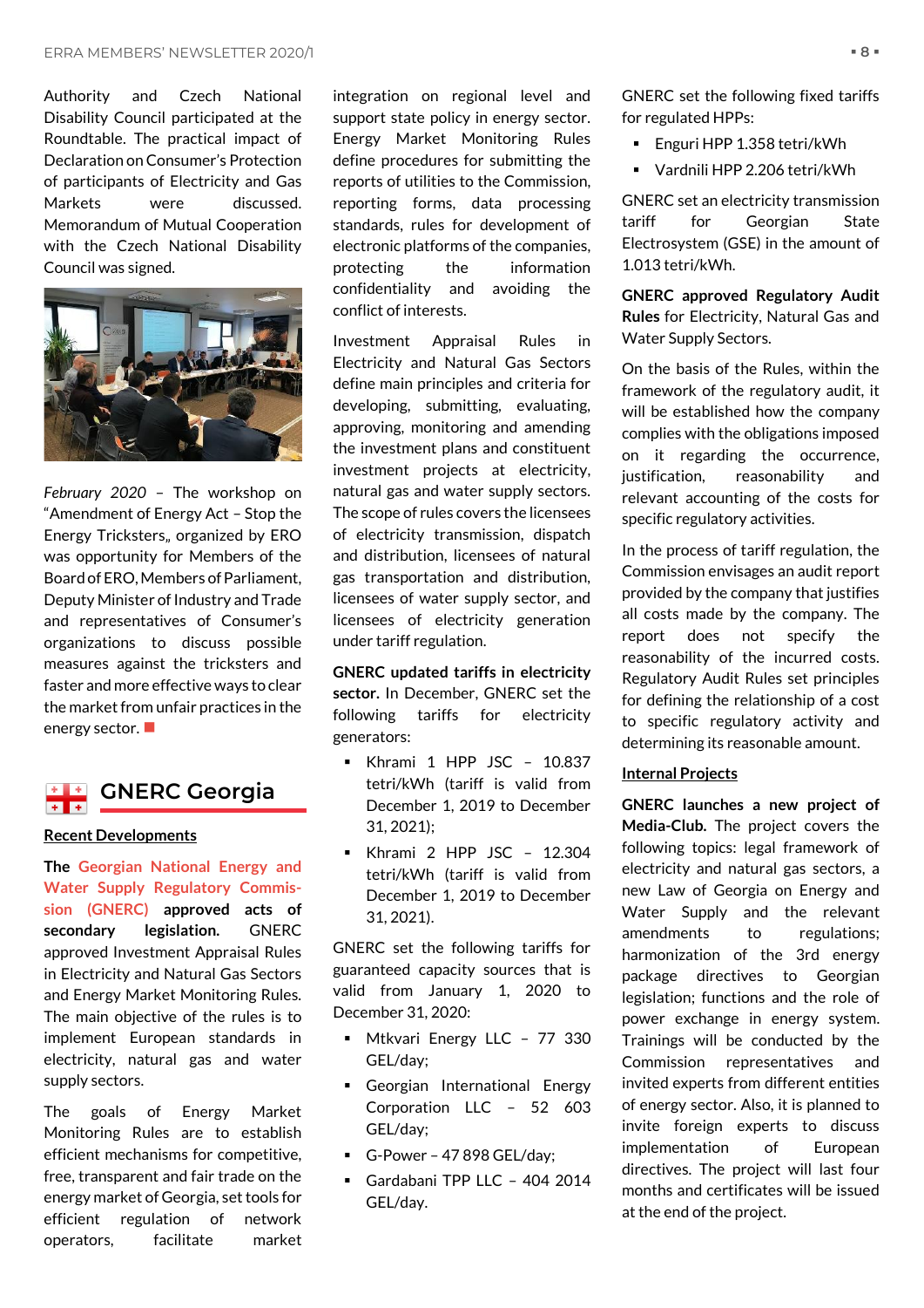Authority and Czech National Disability Council participated at the Roundtable. The practical impact of Declaration on Consumer's Protection of participants of Electricity and Gas Markets were discussed. Memorandum of Mutual Cooperation with the Czech National Disability Council was signed.

*February 2020* – The workshop on "Amendment of Energy Act – Stop the Energy Tricksters„ organized by ERO was opportunity for Members of the Board of ERO, Members of Parliament, Deputy Minister of Industry and Trade and representatives of Consumer's organizations to discuss possible measures against the tricksters and faster and more effective ways to clear the market from unfair practices in the energy sector.

## GNERC Georgia

### Recent Developments

**The Georgian National Energy and Water Supply Regulatory Commission (GNERC) approved acts of secondary legislation.** GNERC approved Investment Appraisal Rules in Electricity and Natural Gas Sectors and Energy Market Monitoring Rules. The main objective of the rules is to implement European standards in electricity, natural gas and water supply sectors.

The goals of Energy Market Monitoring Rules are to establish efficient mechanisms for competitive, free, transparent and fair trade on the energy market of Georgia, set tools for efficient regulation of network operators, facilitate market integration on regional level and support state policy in energy sector. Energy Market Monitoring Rules define procedures for submitting the reports of utilities to the Commission, reporting forms, data processing standards, rules for development of electronic platforms of the companies, protecting the information confidentiality and avoiding the conflict of interests.

Investment Appraisal Rules in Electricity and Natural Gas Sectors define main principles and criteria for developing, submitting, evaluating, approving, monitoring and amending the investment plans and constituent investment projects at electricity, natural gas and water supply sectors. The scope of rules covers the licensees of electricity transmission, dispatch and distribution, licensees of natural gas transportation and distribution, licensees of water supply sector, and licensees of electricity generation under tariff regulation.

**GNERC updated tariffs in electricity sector.** In December, GNERC set the following tariffs for electricity generators:

- Khrami 1 HPP JSC – 10.837 tetri/kWh (tariff is valid from December 1, 2019 to December 31, 2021);
- Khrami 2 HPP JSC – 12.304 tetri/kWh (tariff is valid from December 1, 2019 to December 31, 2021).

GNERC set the following tariffs for guaranteed capacity sources that is valid from January 1, 2020 to December 31, 2020:

- Mtkvari Energy LLC – 77 330 GEL/day;
- Georgian International Energy Corporation LLC – 52 603 GEL/day;
- G-Power – 47 898 GEL/day;
- Gardabani TPP LLC – 404 2014 GEL/day.

GNERC set the following fixed tariffs for regulated HPPs:

- Enguri HPP 1.358 tetri/kWh
- Vardnili HPP 2.206 tetri/kWh

GNERC set an electricity transmission tariff for Georgian State Electrosystem (GSE) in the amount of 1.013 tetri/kWh.

**GNERC approved Regulatory Audit Rules** for Electricity, Natural Gas and Water Supply Sectors.

On the basis of the Rules, within the framework of the regulatory audit, it will be established how the company complies with the obligations imposed on it regarding the occurrence, justification, reasonability and relevant accounting of the costs for specific regulatory activities.

In the process of tariff regulation, the Commission envisages an audit report provided by the company that justifies all costs made by the company. The report does not specify the reasonability of the incurred costs. Regulatory Audit Rules set principles for defining the relationship of a cost to specific regulatory activity and determining its reasonable amount.

### Internal Projects

**GNERC launches a new project of Media-Club.** The project covers the following topics: legal framework of electricity and natural gas sectors, a new Law of Georgia on Energy and Water Supply and the relevant amendments to regulations; harmonization of the 3rd energy package directives to Georgian legislation; functions and the role of power exchange in energy system. Trainings will be conducted by the Commission representatives and invited experts from different entities of energy sector. Also, it is planned to invite foreign experts to discuss implementation of European directives. The project will last four months and certificates will be issued at the end of the project.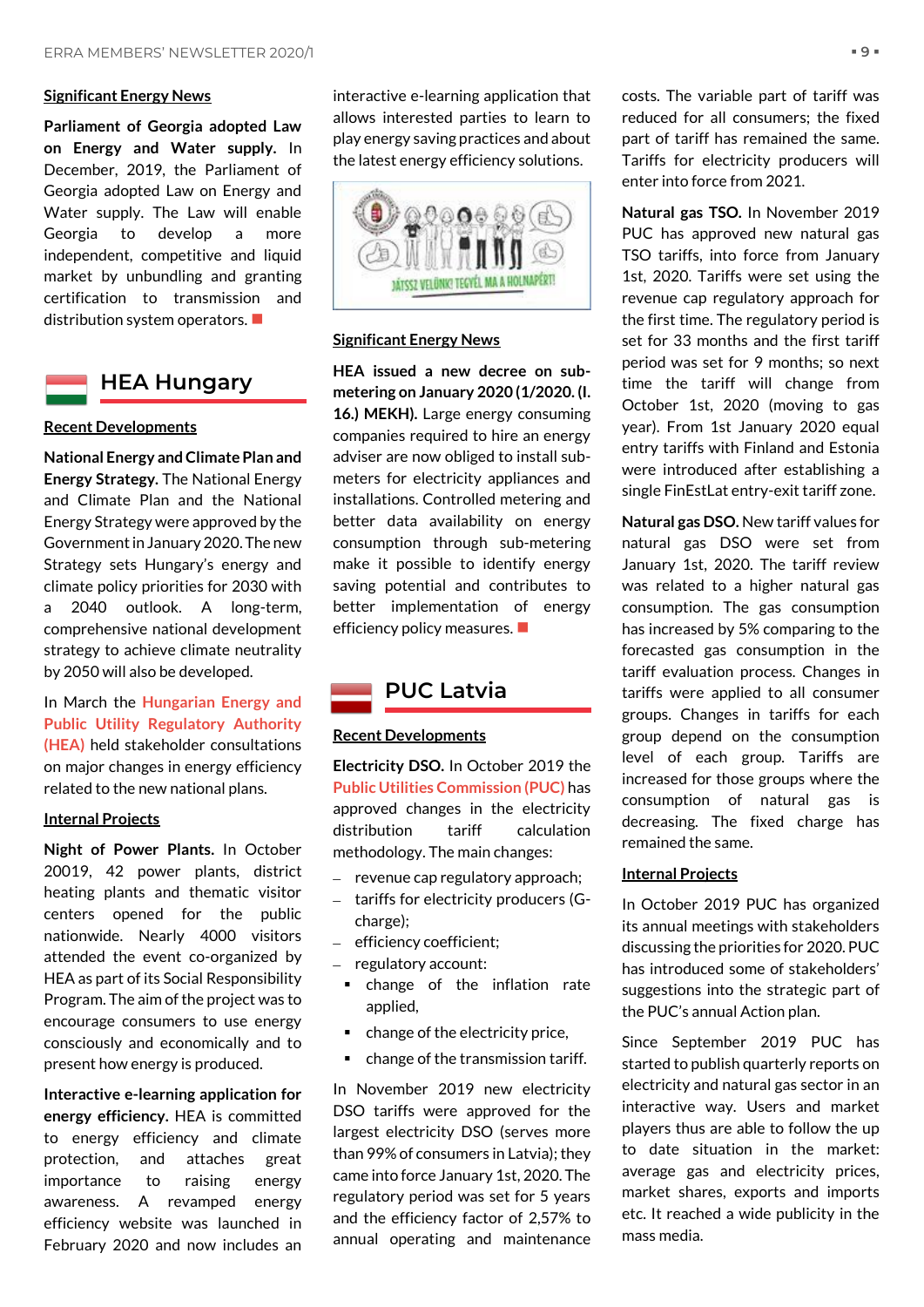**Significant Energy News**

**Parliament of Georgia adopted Law on Energy and Water supply.** In December, 2019, the Parliament of Georgia adopted Law on Energy and Water supply. The Law will enable Georgia to develop a more independent, competitive and liquid market by unbundling and granting certification to transmission and distribution system operators.

## HEA Hungary

**Recent Developments**

**National Energy and Climate Plan and Energy Strategy.** The National Energy and Climate Plan and the National Energy Strategy were approved by the Government in January 2020. The new Strategy sets Hungary's energy and climate policy priorities for 2030 with a 2040 outlook. A long-term, comprehensive national development strategy to achieve climate neutrality by 2050 will also be developed.

In March the Hungarian Energy and Public Utility Regulatory Authority (HEA) held stakeholder consultations on major changes in energy efficiency related to the new national plans.

**Internal Projects**

**Night of Power Plants.** In October 20019, 42 power plants, district heating plants and thematic visitor centers opened for the public nationwide. Nearly 4000 visitors attended the event co-organized by HEA as part of its Social Responsibility Program. The aim of the project was to encourage consumers to use energy consciously and economically and to present how energy is produced.

**Interactive e-learning application for energy efficiency.** HEA is committed to energy efficiency and climate protection, and attaches great importance to raising energy awareness. A revamped energy efficiency website was launched in February 2020 and now includes an interactive e-learning application that allows interested parties to learn to play energy saving practices and about the latest energy efficiency solutions.

**Significant Energy News**

**HEA issued a new decree on sub-metering on January 2020 (1/2020. (I. 16.) MEKH).** Large energy consuming companies required to hire an energy adviser are now obliged to install sub-meters for electricity appliances and installations. Controlled metering and better data availability on energy consumption through sub-metering make it possible to identify energy saving potential and contributes to better implementation of energy efficiency policy measures.

## PUC Latvia

**Recent Developments**

**Electricity DSO.** In October 2019 the Public Utilities Commission (PUC) has approved changes in the electricity distribution tariff calculation methodology. The main changes:

- revenue cap regulatory approach;
- tariffs for electricity producers (G-charge);
- efficiency coefficient;
- regulatory account:
  - change of the inflation rate applied,
  - change of the electricity price,
  - change of the transmission tariff.

In November 2019 new electricity DSO tariffs were approved for the largest electricity DSO (serves more than 99% of consumers in Latvia); they came into force January 1st, 2020. The regulatory period was set for 5 years and the efficiency factor of 2,57% to annual operating and maintenance costs. The variable part of tariff was reduced for all consumers; the fixed part of tariff has remained the same. Tariffs for electricity producers will enter into force from 2021.

**Natural gas TSO.** In November 2019 PUC has approved new natural gas TSO tariffs, into force from January 1st, 2020. Tariffs were set using the revenue cap regulatory approach for the first time. The regulatory period is set for 33 months and the first tariff period was set for 9 months; so next time the tariff will change from October 1st, 2020 (moving to gas year). From 1st January 2020 equal entry tariffs with Finland and Estonia were introduced after establishing a single FinEstLat entry-exit tariff zone.

**Natural gas DSO.** New tariff values for natural gas DSO were set from January 1st, 2020. The tariff review was related to a higher natural gas consumption. The gas consumption has increased by 5% comparing to the forecasted gas consumption in the tariff evaluation process. Changes in tariffs were applied to all consumer groups. Changes in tariffs for each group depend on the consumption level of each group. Tariffs are increased for those groups where the consumption of natural gas is decreasing. The fixed charge has remained the same.

**Internal Projects**

In October 2019 PUC has organized its annual meetings with stakeholders discussing the priorities for 2020. PUC has introduced some of stakeholders' suggestions into the strategic part of the PUC's annual Action plan.

Since September 2019 PUC has started to publish quarterly reports on electricity and natural gas sector in an interactive way. Users and market players thus are able to follow the up to date situation in the market: average gas and electricity prices, market shares, exports and imports etc. It reached a wide publicity in the mass media.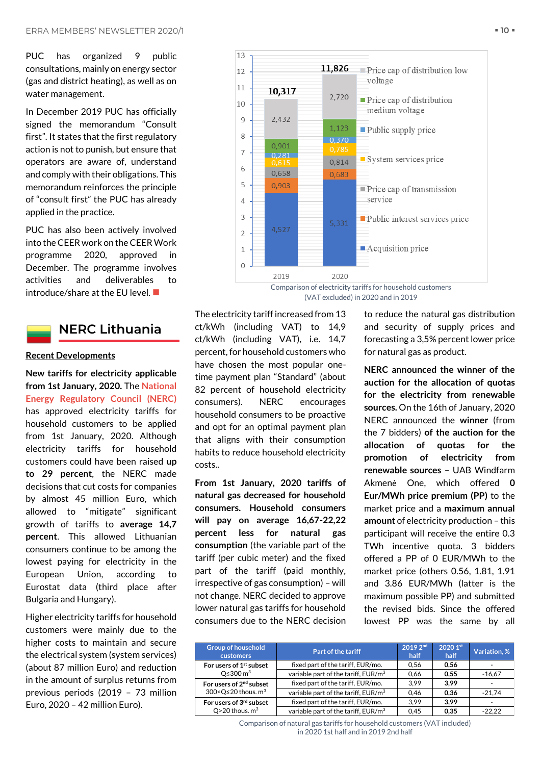PUC has organized 9 public consultations, mainly on energy sector (gas and district heating), as well as on water management.

In December 2019 PUC has officially signed the memorandum "Consult first". It states that the first regulatory action is not to punish, but ensure that operators are aware of, understand and comply with their obligations. This memorandum reinforces the principle of "consult first" the PUC has already applied in the practice.

PUC has also been actively involved into the CEER work on the CEER Work programme 2020, approved in December. The programme involves activities and deliverables to introduce/share at the EU level.

## NERC Lithuania

**Recent Developments**

**New tariffs for electricity applicable from 1st January, 2020.** The National Energy Regulatory Council (NERC) has approved electricity tariffs for household customers to be applied from 1st January, 2020. Although electricity tariffs for household customers could have been raised **up to 29 percent**, the NERC made decisions that cut costs for companies by almost 45 million Euro, which allowed to "mitigate" significant growth of tariffs to **average 14,7 percent**. This allowed Lithuanian consumers continue to be among the lowest paying for electricity in the European Union, according to Eurostat data (third place after Bulgaria and Hungary).

Higher electricity tariffs for household customers were mainly due to the higher costs to maintain and secure the electrical system (system services) (about 87 million Euro) and reduction in the amount of surplus returns from previous periods (2019 – 73 million Euro, 2020 – 42 million Euro).

| | 2019 | 2020 |
|---|---|---|
| Price cap of distribution low voltage | 2,432 | 2,720 |
| Price cap of distribution medium voltage | 0,901 | 1,123 |
| Public supply price | 0,281 | 0,370 |
| System services price | 0,615 | 0,785 |
| Price cap of transmission service | 0,658 | 0,814 |
| Public interest services price | 0,903 | 0,683 |
| Acquisition price | 4,527 | 5,331 |
| **Total** | **10,317** | **11,826** |

Comparison of electricity tariffs for household customers (VAT excluded) in 2020 and in 2019

The electricity tariff increased from 13 ct/kWh (including VAT) to 14,9 ct/kWh (including VAT), i.e. 14,7 percent, for household customers who have chosen the most popular one-time payment plan "Standard" (about 82 percent of household electricity consumers). NERC encourages household consumers to be proactive and opt for an optimal payment plan that aligns with their consumption habits to reduce household electricity costs..

**From 1st January, 2020 tariffs of natural gas decreased for household consumers. Household consumers will pay on average 16,67-22,22 percent less for natural gas consumption** (the variable part of the tariff (per cubic meter) and the fixed part of the tariff (paid monthly, irrespective of gas consumption) – will not change. NERC decided to approve lower natural gas tariffs for household consumers due to the NERC decision to reduce the natural gas distribution and security of supply prices and forecasting a 3,5% percent lower price for natural gas as product.

**NERC announced the winner of the auction for the allocation of quotas for the electricity from renewable sources.** On the 16th of January, 2020 NERC announced the **winner** (from the 7 bidders) **of the auction for the allocation of quotas for the promotion of electricity from renewable sources** – UAB Windfarm Akmenė One, which offered **0 Eur/MWh price premium (PP)** to the market price and a **maximum annual amount** of electricity production – this participant will receive the entire 0.3 TWh incentive quota. 3 bidders offered a PP of 0 EUR/MWh to the market price (others 0.56, 1.81, 1.91 and 3.86 EUR/MWh (latter is the maximum possible PP) and submitted the revised bids. Since the offered lowest PP was the same by all

| Group of household customers | Part of the tariff | 2019 2nd half | 2020 1st half | Variation, % |
|---|---|---|---|---|
| For users of 1st subset Q≤300 m³ | fixed part of the tariff, EUR/mo. | 0,56 | **0,56** | - |
| | variable part of the tariff, EUR/m³ | 0,66 | **0,55** | -16,67 |
| For users of 2nd subset 300<Q≤20 thous. m³ | fixed part of the tariff, EUR/mo. | 3,99 | **3,99** | - |
| | variable part of the tariff, EUR/m³ | 0,46 | **0,36** | -21,74 |
| For users of 3rd subset Q>20 thous. m³ | fixed part of the tariff, EUR/mo. | 3,99 | **3,99** | - |
| | variable part of the tariff, EUR/m³ | 0,45 | **0,35** | -22,22 |

Comparison of natural gas tariffs for household customers (VAT included) in 2020 1st half and in 2019 2nd half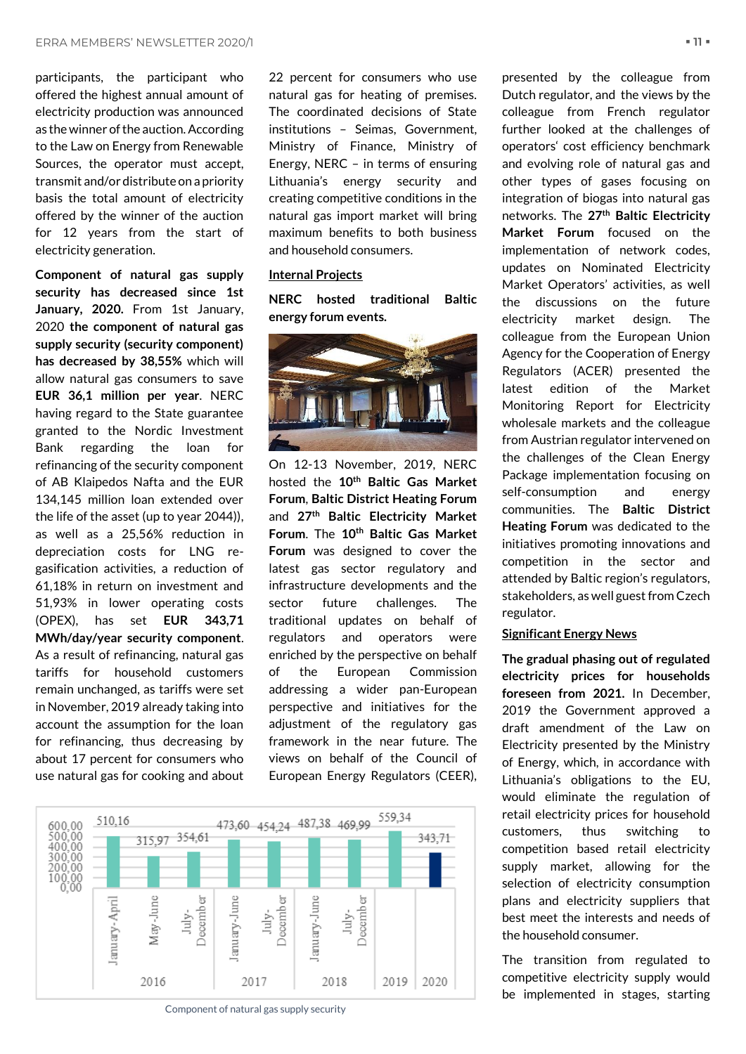participants, the participant who offered the highest annual amount of electricity production was announced as the winner of the auction. According to the Law on Energy from Renewable Sources, the operator must accept, transmit and/or distribute on a priority basis the total amount of electricity offered by the winner of the auction for 12 years from the start of electricity generation.

**Component of natural gas supply security has decreased since 1st January, 2020.** From 1st January, 2020 **the component of natural gas supply security (security component) has decreased by 38,55%** which will allow natural gas consumers to save **EUR 36,1 million per year**. NERC having regard to the State guarantee granted to the Nordic Investment Bank regarding the loan for refinancing of the security component of AB Klaipedos Nafta and the EUR 134,145 million loan extended over the life of the asset (up to year 2044)), as well as a 25,56% reduction in depreciation costs for LNG re-gasification activities, a reduction of 61,18% in return on investment and 51,93% in lower operating costs (OPEX), has set **EUR 343,71 MWh/day/year security component**. As a result of refinancing, natural gas tariffs for household customers remain unchanged, as tariffs were set in November, 2019 already taking into account the assumption for the loan for refinancing, thus decreasing by about 17 percent for consumers who use natural gas for cooking and about 22 percent for consumers who use natural gas for heating of premises. The coordinated decisions of State institutions – Seimas, Government, Ministry of Finance, Ministry of Energy, NERC – in terms of ensuring Lithuania's energy security and creating competitive conditions in the natural gas import market will bring maximum benefits to both business and household consumers.

| | 2016 | | | 2017 | | 2018 | | 2019 | 2020 |
|---|---|---|---|---|---|---|---|---|---|
| | January-April | May-June | July-December | January-June | July-December | January-June | July-December | | |
| Value | 510,16 | 315,97 | 354,61 | 473,60 | 454,24 | 487,38 | 469,99 | 559,34 | 343,71 |

Component of natural gas supply security

## Internal Projects

**NERC hosted traditional Baltic energy forum events.**

On 12-13 November, 2019, NERC hosted the **10th Baltic Gas Market Forum**, **Baltic District Heating Forum** and **27th Baltic Electricity Market Forum**. The **10th Baltic Gas Market Forum** was designed to cover the latest gas sector regulatory and infrastructure developments and the sector future challenges. The traditional updates on behalf of regulators and operators were enriched by the perspective on behalf of the European Commission addressing a wider pan-European perspective and initiatives for the adjustment of the regulatory gas framework in the near future. The views on behalf of the Council of European Energy Regulators (CEER), presented by the colleague from Dutch regulator, and the views by the colleague from French regulator further looked at the challenges of operators' cost efficiency benchmark and evolving role of natural gas and other types of gases focusing on integration of biogas into natural gas networks. The **27th Baltic Electricity Market Forum** focused on the implementation of network codes, updates on Nominated Electricity Market Operators' activities, as well the discussions on the future electricity market design. The colleague from the European Union Agency for the Cooperation of Energy Regulators (ACER) presented the latest edition of the Market Monitoring Report for Electricity wholesale markets and the colleague from Austrian regulator intervened on the challenges of the Clean Energy Package implementation focusing on self-consumption and energy communities. The **Baltic District Heating Forum** was dedicated to the initiatives promoting innovations and competition in the sector and attended by Baltic region's regulators, stakeholders, as well guest from Czech regulator.

## Significant Energy News

**The gradual phasing out of regulated electricity prices for households foreseen from 2021.** In December, 2019 the Government approved a draft amendment of the Law on Electricity presented by the Ministry of Energy, which, in accordance with Lithuania's obligations to the EU, would eliminate the regulation of retail electricity prices for household customers, thus switching to competition based retail electricity supply market, allowing for the selection of electricity consumption plans and electricity suppliers that best meet the interests and needs of the household consumer.

The transition from regulated to competitive electricity supply would be implemented in stages, starting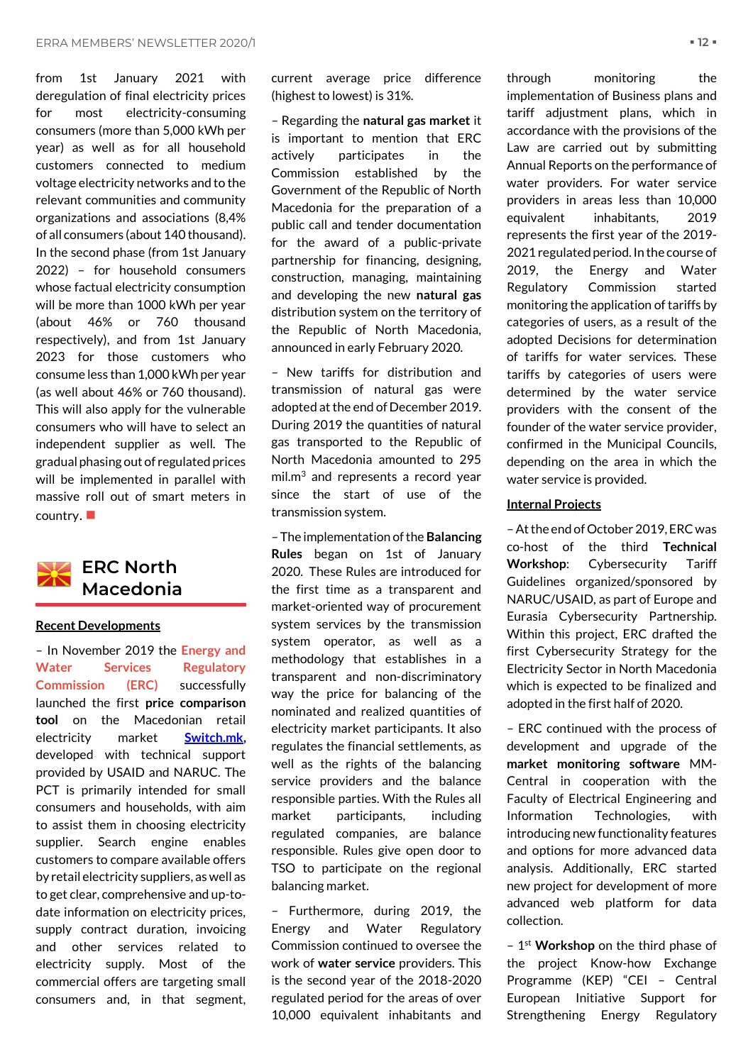from 1st January 2021 with deregulation of final electricity prices for most electricity-consuming consumers (more than 5,000 kWh per year) as well as for all household customers connected to medium voltage electricity networks and to the relevant communities and community organizations and associations (8,4% of all consumers (about 140 thousand). In the second phase (from 1st January 2022) – for household consumers whose factual electricity consumption will be more than 1000 kWh per year (about 46% or 760 thousand respectively), and from 1st January 2023 for those customers who consume less than 1,000 kWh per year (as well about 46% or 760 thousand). This will also apply for the vulnerable consumers who will have to select an independent supplier as well. The gradual phasing out of regulated prices will be implemented in parallel with massive roll out of smart meters in country. ■

## ERC North Macedonia

### Recent Developments

– In November 2019 the Energy and Water Services Regulatory Commission (ERC) successfully launched the first **price comparison tool** on the Macedonian retail electricity market Switch.mk, developed with technical support provided by USAID and NARUC. The PCT is primarily intended for small consumers and households, with aim to assist them in choosing electricity supplier. Search engine enables customers to compare available offers by retail electricity suppliers, as well as to get clear, comprehensive and up-to-date information on electricity prices, supply contract duration, invoicing and other services related to electricity supply. Most of the commercial offers are targeting small consumers and, in that segment, current average price difference (highest to lowest) is 31%.

– Regarding the **natural gas market** it is important to mention that ERC actively participates in the Commission established by the Government of the Republic of North Macedonia for the preparation of a public call and tender documentation for the award of a public-private partnership for financing, designing, construction, managing, maintaining and developing the new **natural gas** distribution system on the territory of the Republic of North Macedonia, announced in early February 2020.

– New tariffs for distribution and transmission of natural gas were adopted at the end of December 2019. During 2019 the quantities of natural gas transported to the Republic of North Macedonia amounted to 295 mil.$m^3$ and represents a record year since the start of use of the transmission system.

– The implementation of the **Balancing Rules** began on 1st of January 2020. These Rules are introduced for the first time as a transparent and market-oriented way of procurement system services by the transmission system operator, as well as a methodology that establishes in a transparent and non-discriminatory way the price for balancing of the nominated and realized quantities of electricity market participants. It also regulates the financial settlements, as well as the rights of the balancing service providers and the balance responsible parties. With the Rules all market participants, including regulated companies, are balance responsible. Rules give open door to TSO to participate on the regional balancing market.

– Furthermore, during 2019, the Energy and Water Regulatory Commission continued to oversee the work of **water service** providers. This is the second year of the 2018-2020 regulated period for the areas of over 10,000 equivalent inhabitants and through monitoring the implementation of Business plans and tariff adjustment plans, which in accordance with the provisions of the Law are carried out by submitting Annual Reports on the performance of water providers. For water service providers in areas less than 10,000 equivalent inhabitants, 2019 represents the first year of the 2019-2021 regulated period. In the course of 2019, the Energy and Water Regulatory Commission started monitoring the application of tariffs by categories of users, as a result of the adopted Decisions for determination of tariffs for water services. These tariffs by categories of users were determined by the water service providers with the consent of the founder of the water service provider, confirmed in the Municipal Councils, depending on the area in which the water service is provided.

### Internal Projects

– At the end of October 2019, ERC was co-host of the third **Technical Workshop**: Cybersecurity Tariff Guidelines organized/sponsored by NARUC/USAID, as part of Europe and Eurasia Cybersecurity Partnership. Within this project, ERC drafted the first Cybersecurity Strategy for the Electricity Sector in North Macedonia which is expected to be finalized and adopted in the first half of 2020.

– ERC continued with the process of development and upgrade of the **market monitoring software** MM-Central in cooperation with the Faculty of Electrical Engineering and Information Technologies, with introducing new functionality features and options for more advanced data analysis. Additionally, ERC started new project for development of more advanced web platform for data collection.

– 1st **Workshop** on the third phase of the project Know-how Exchange Programme (KEP) "CEI – Central European Initiative Support for Strengthening Energy Regulatory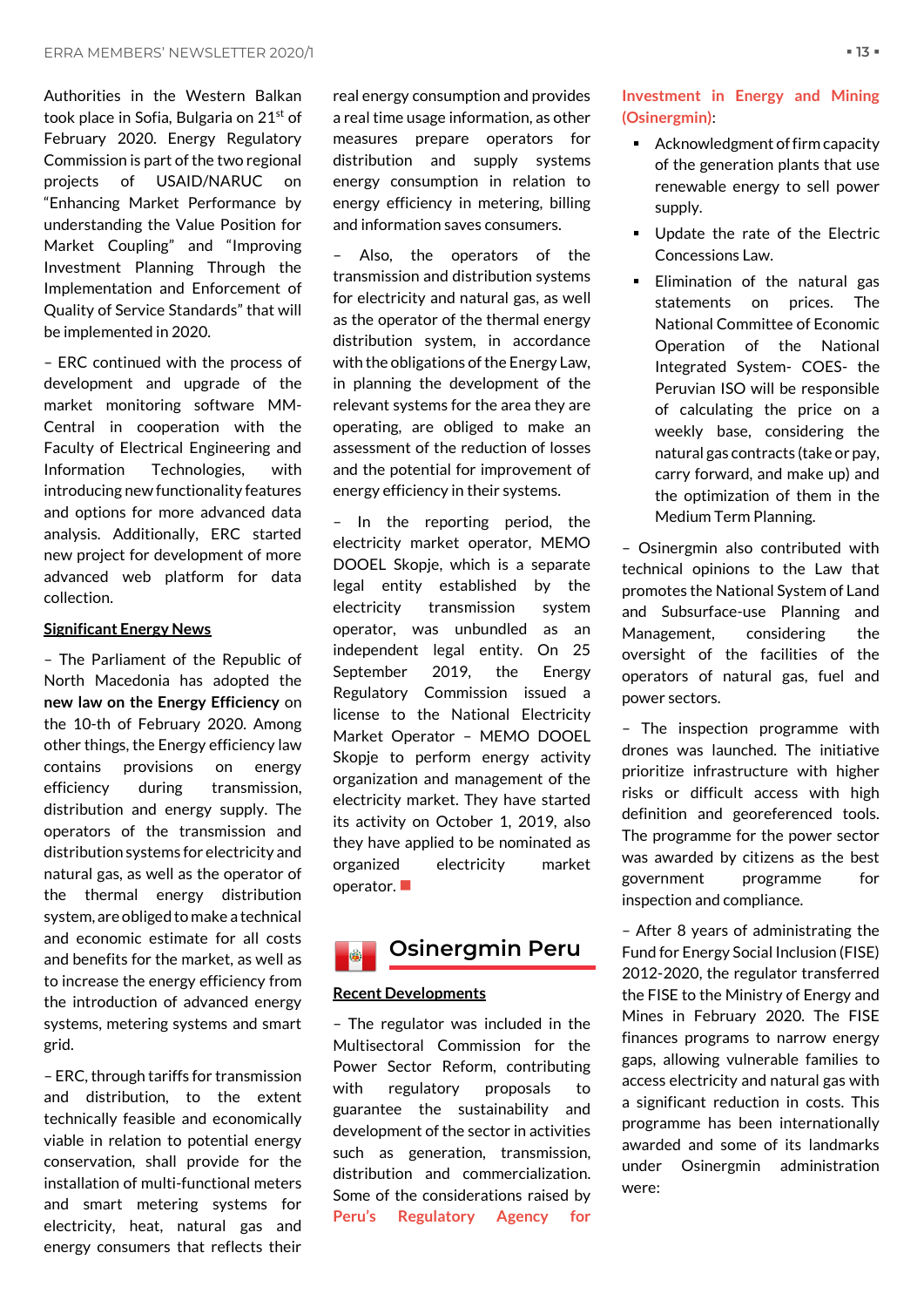Authorities in the Western Balkan took place in Sofia, Bulgaria on 21st of February 2020. Energy Regulatory Commission is part of the two regional projects of USAID/NARUC on "Enhancing Market Performance by understanding the Value Position for Market Coupling" and "Improving Investment Planning Through the Implementation and Enforcement of Quality of Service Standards" that will be implemented in 2020.

– ERC continued with the process of development and upgrade of the market monitoring software MM-Central in cooperation with the Faculty of Electrical Engineering and Information Technologies, with introducing new functionality features and options for more advanced data analysis. Additionally, ERC started new project for development of more advanced web platform for data collection.

**Significant Energy News**

– The Parliament of the Republic of North Macedonia has adopted the **new law on the Energy Efficiency** on the 10-th of February 2020. Among other things, the Energy efficiency law contains provisions on energy efficiency during transmission, distribution and energy supply. The operators of the transmission and distribution systems for electricity and natural gas, as well as the operator of the thermal energy distribution system, are obliged to make a technical and economic estimate for all costs and benefits for the market, as well as to increase the energy efficiency from the introduction of advanced energy systems, metering systems and smart grid.

– ERC, through tariffs for transmission and distribution, to the extent technically feasible and economically viable in relation to potential energy conservation, shall provide for the installation of multi-functional meters and smart metering systems for electricity, heat, natural gas and energy consumers that reflects their real energy consumption and provides a real time usage information, as other measures prepare operators for distribution and supply systems energy consumption in relation to energy efficiency in metering, billing and information saves consumers.

– Also, the operators of the transmission and distribution systems for electricity and natural gas, as well as the operator of the thermal energy distribution system, in accordance with the obligations of the Energy Law, in planning the development of the relevant systems for the area they are operating, are obliged to make an assessment of the reduction of losses and the potential for improvement of energy efficiency in their systems.

– In the reporting period, the electricity market operator, MEMO DOOEL Skopje, which is a separate legal entity established by the electricity transmission system operator, was unbundled as an independent legal entity. On 25 September 2019, the Energy Regulatory Commission issued a license to the National Electricity Market Operator – MEMO DOOEL Skopje to perform energy activity organization and management of the electricity market. They have started its activity on October 1, 2019, also they have applied to be nominated as organized electricity market operator.

## Osinergmin Peru

**Recent Developments**

– The regulator was included in the Multisectoral Commission for the Power Sector Reform, contributing with regulatory proposals to guarantee the sustainability and development of the sector in activities such as generation, transmission, distribution and commercialization. Some of the considerations raised by Peru's Regulatory Agency for Investment in Energy and Mining (Osinergmin):

- Acknowledgment of firm capacity of the generation plants that use renewable energy to sell power supply.
- Update the rate of the Electric Concessions Law.
- Elimination of the natural gas statements on prices. The National Committee of Economic Operation of the National Integrated System- COES- the Peruvian ISO will be responsible of calculating the price on a weekly base, considering the natural gas contracts (take or pay, carry forward, and make up) and the optimization of them in the Medium Term Planning.

– Osinergmin also contributed with technical opinions to the Law that promotes the National System of Land and Subsurface-use Planning and Management, considering the oversight of the facilities of the operators of natural gas, fuel and power sectors.

– The inspection programme with drones was launched. The initiative prioritize infrastructure with higher risks or difficult access with high definition and georeferenced tools. The programme for the power sector was awarded by citizens as the best government programme for inspection and compliance.

– After 8 years of administrating the Fund for Energy Social Inclusion (FISE) 2012-2020, the regulator transferred the FISE to the Ministry of Energy and Mines in February 2020. The FISE finances programs to narrow energy gaps, allowing vulnerable families to access electricity and natural gas with a significant reduction in costs. This programme has been internationally awarded and some of its landmarks under Osinergmin administration were: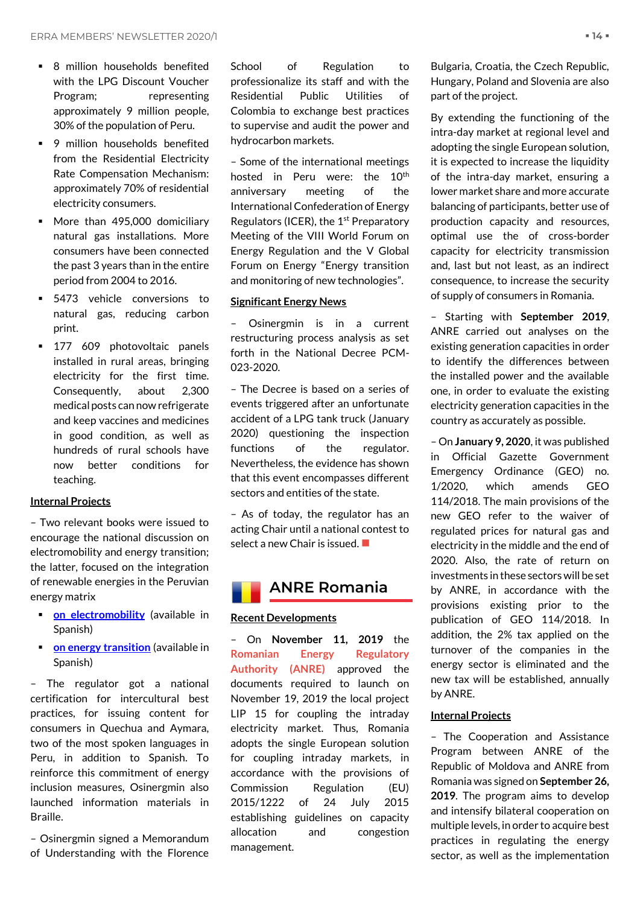- 8 million households benefited with the LPG Discount Voucher Program; representing approximately 9 million people, 30% of the population of Peru.
- 9 million households benefited from the Residential Electricity Rate Compensation Mechanism: approximately 70% of residential electricity consumers.
- More than 495,000 domiciliary natural gas installations. More consumers have been connected the past 3 years than in the entire period from 2004 to 2016.
- 5473 vehicle conversions to natural gas, reducing carbon print.
- 177 609 photovoltaic panels installed in rural areas, bringing electricity for the first time. Consequently, about 2,300 medical posts can now refrigerate and keep vaccines and medicines in good condition, as well as hundreds of rural schools have now better conditions for teaching.

**Internal Projects**

– Two relevant books were issued to encourage the national discussion on electromobility and energy transition; the latter, focused on the integration of renewable energies in the Peruvian energy matrix

- on electromobility (available in Spanish)
- on energy transition (available in Spanish)

– The regulator got a national certification for intercultural best practices, for issuing content for consumers in Quechua and Aymara, two of the most spoken languages in Peru, in addition to Spanish. To reinforce this commitment of energy inclusion measures, Osinergmin also launched information materials in Braille.

– Osinergmin signed a Memorandum of Understanding with the Florence School of Regulation to professionalize its staff and with the Residential Public Utilities of Colombia to exchange best practices to supervise and audit the power and hydrocarbon markets.

– Some of the international meetings hosted in Peru were: the 10th anniversary meeting of the International Confederation of Energy Regulators (ICER), the 1st Preparatory Meeting of the VIII World Forum on Energy Regulation and the V Global Forum on Energy "Energy transition and monitoring of new technologies".

**Significant Energy News**

– Osinergmin is in a current restructuring process analysis as set forth in the National Decree PCM-023-2020.

– The Decree is based on a series of events triggered after an unfortunate accident of a LPG tank truck (January 2020) questioning the inspection functions of the regulator. Nevertheless, the evidence has shown that this event encompasses different sectors and entities of the state.

– As of today, the regulator has an acting Chair until a national contest to select a new Chair is issued.

## ANRE Romania

**Recent Developments**

– On **November 11, 2019** the Romanian Energy Regulatory Authority (ANRE) approved the documents required to launch on November 19, 2019 the local project LIP 15 for coupling the intraday electricity market. Thus, Romania adopts the single European solution for coupling intraday markets, in accordance with the provisions of Commission Regulation (EU) 2015/1222 of 24 July 2015 establishing guidelines on capacity allocation and congestion management. Bulgaria, Croatia, the Czech Republic, Hungary, Poland and Slovenia are also part of the project.

By extending the functioning of the intra-day market at regional level and adopting the single European solution, it is expected to increase the liquidity of the intra-day market, ensuring a lower market share and more accurate balancing of participants, better use of production capacity and resources, optimal use the of cross-border capacity for electricity transmission and, last but not least, as an indirect consequence, to increase the security of supply of consumers in Romania.

– Starting with **September 2019**, ANRE carried out analyses on the existing generation capacities in order to identify the differences between the installed power and the available one, in order to evaluate the existing electricity generation capacities in the country as accurately as possible.

– On **January 9, 2020**, it was published in Official Gazette Government Emergency Ordinance (GEO) no. 1/2020, which amends GEO 114/2018. The main provisions of the new GEO refer to the waiver of regulated prices for natural gas and electricity in the middle and the end of 2020. Also, the rate of return on investments in these sectors will be set by ANRE, in accordance with the provisions existing prior to the publication of GEO 114/2018. In addition, the 2% tax applied on the turnover of the companies in the energy sector is eliminated and the new tax will be established, annually by ANRE.

**Internal Projects**

– The Cooperation and Assistance Program between ANRE of the Republic of Moldova and ANRE from Romania was signed on **September 26, 2019**. The program aims to develop and intensify bilateral cooperation on multiple levels, in order to acquire best practices in regulating the energy sector, as well as the implementation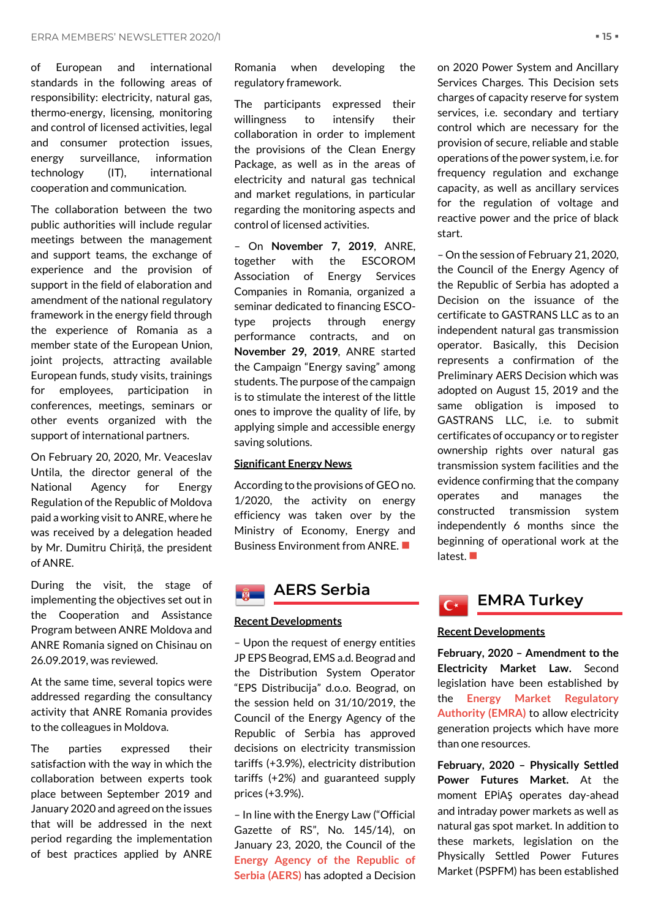of European and international standards in the following areas of responsibility: electricity, natural gas, thermo-energy, licensing, monitoring and control of licensed activities, legal and consumer protection issues, energy surveillance, information technology (IT), international cooperation and communication.

The collaboration between the two public authorities will include regular meetings between the management and support teams, the exchange of experience and the provision of support in the field of elaboration and amendment of the national regulatory framework in the energy field through the experience of Romania as a member state of the European Union, joint projects, attracting available European funds, study visits, trainings for employees, participation in conferences, meetings, seminars or other events organized with the support of international partners.

On February 20, 2020, Mr. Veaceslav Untila, the director general of the National Agency for Energy Regulation of the Republic of Moldova paid a working visit to ANRE, where he was received by a delegation headed by Mr. Dumitru Chiriță, the president of ANRE.

During the visit, the stage of implementing the objectives set out in the Cooperation and Assistance Program between ANRE Moldova and ANRE Romania signed on Chisinau on 26.09.2019, was reviewed.

At the same time, several topics were addressed regarding the consultancy activity that ANRE Romania provides to the colleagues in Moldova.

The parties expressed their satisfaction with the way in which the collaboration between experts took place between September 2019 and January 2020 and agreed on the issues that will be addressed in the next period regarding the implementation of best practices applied by ANRE Romania when developing the regulatory framework.

The participants expressed their willingness to intensify their collaboration in order to implement the provisions of the Clean Energy Package, as well as in the areas of electricity and natural gas technical and market regulations, in particular regarding the monitoring aspects and control of licensed activities.

– On **November 7, 2019**, ANRE, together with the ESCOROM Association of Energy Services Companies in Romania, organized a seminar dedicated to financing ESCO-type projects through energy performance contracts, and on **November 29, 2019**, ANRE started the Campaign “Energy saving” among students. The purpose of the campaign is to stimulate the interest of the little ones to improve the quality of life, by applying simple and accessible energy saving solutions.

**Significant Energy News**

According to the provisions of GEO no. 1/2020, the activity on energy efficiency was taken over by the Ministry of Economy, Energy and Business Environment from ANRE.

## AERS Serbia

**Recent Developments**

– Upon the request of energy entities JP EPS Beograd, EMS a.d. Beograd and the Distribution System Operator “EPS Distribucija” d.o.o. Beograd, on the session held on 31/10/2019, the Council of the Energy Agency of the Republic of Serbia has approved decisions on electricity transmission tariffs (+3.9%), electricity distribution tariffs (+2%) and guaranteed supply prices (+3.9%).

– In line with the Energy Law (“Official Gazette of RS”, No. 145/14), on January 23, 2020, the Council of the Energy Agency of the Republic of Serbia (AERS) has adopted a Decision on 2020 Power System and Ancillary Services Charges. This Decision sets charges of capacity reserve for system services, i.e. secondary and tertiary control which are necessary for the provision of secure, reliable and stable operations of the power system, i.e. for frequency regulation and exchange capacity, as well as ancillary services for the regulation of voltage and reactive power and the price of black start.

– On the session of February 21, 2020, the Council of the Energy Agency of the Republic of Serbia has adopted a Decision on the issuance of the certificate to GASTRANS LLC as to an independent natural gas transmission operator. Basically, this Decision represents a confirmation of the Preliminary AERS Decision which was adopted on August 15, 2019 and the same obligation is imposed to GASTRANS LLC, i.e. to submit certificates of occupancy or to register ownership rights over natural gas transmission system facilities and the evidence confirming that the company operates and manages the constructed transmission system independently 6 months since the beginning of operational work at the latest.

## EMRA Turkey

**Recent Developments**

**February, 2020 – Amendment to the Electricity Market Law.** Second legislation have been established by the Energy Market Regulatory Authority (EMRA) to allow electricity generation projects which have more than one resources.

**February, 2020 – Physically Settled Power Futures Market.** At the moment EPİAŞ operates day-ahead and intraday power markets as well as natural gas spot market. In addition to these markets, legislation on the Physically Settled Power Futures Market (PSPFM) has been established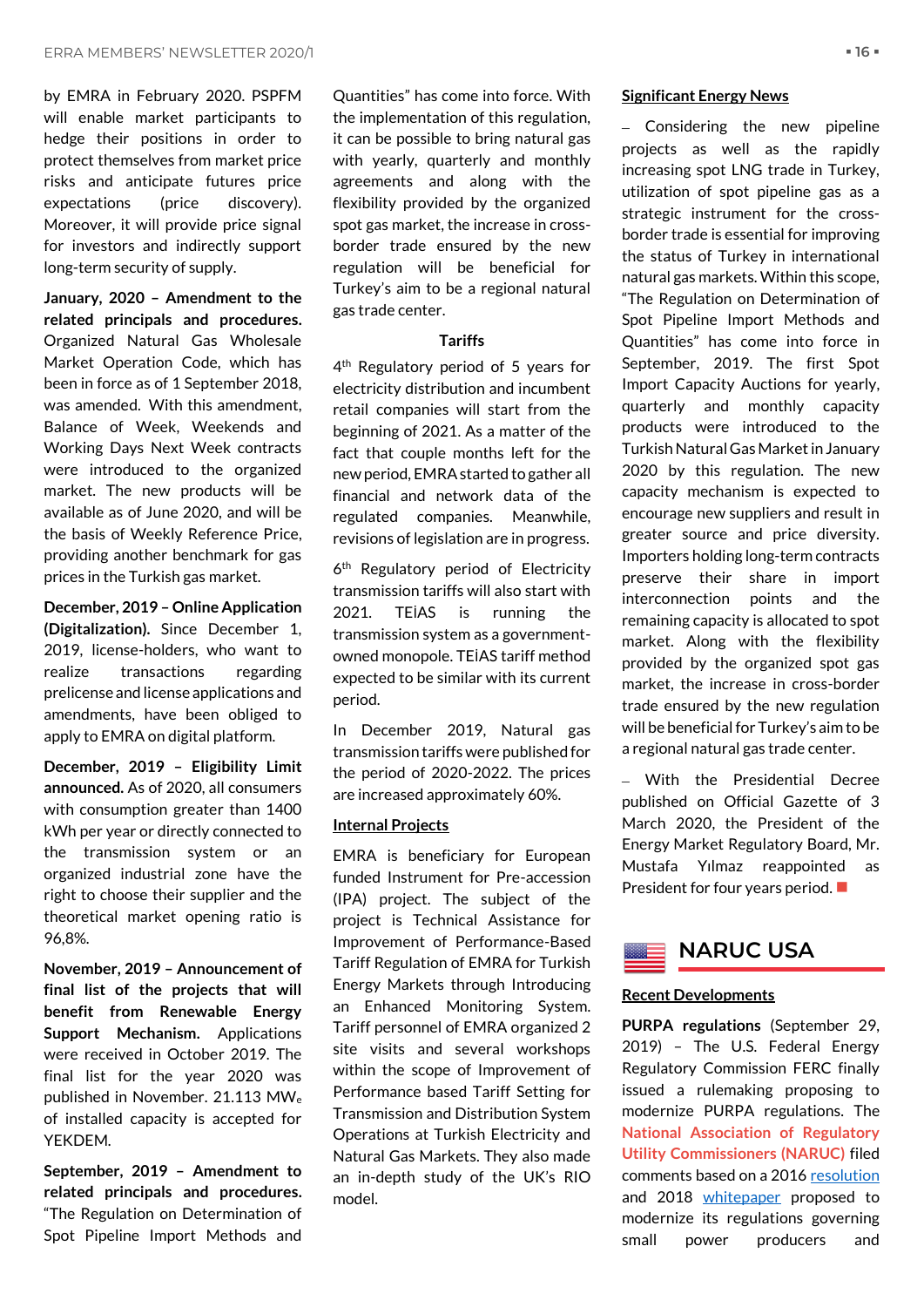by EMRA in February 2020. PSPFM will enable market participants to hedge their positions in order to protect themselves from market price risks and anticipate futures price expectations (price discovery). Moreover, it will provide price signal for investors and indirectly support long-term security of supply.

**January, 2020 – Amendment to the related principals and procedures.** Organized Natural Gas Wholesale Market Operation Code, which has been in force as of 1 September 2018, was amended. With this amendment, Balance of Week, Weekends and Working Days Next Week contracts were introduced to the organized market. The new products will be available as of June 2020, and will be the basis of Weekly Reference Price, providing another benchmark for gas prices in the Turkish gas market.

**December, 2019 – Online Application (Digitalization).** Since December 1, 2019, license-holders, who want to realize transactions regarding prelicense and license applications and amendments, have been obliged to apply to EMRA on digital platform.

**December, 2019 – Eligibility Limit announced.** As of 2020, all consumers with consumption greater than 1400 kWh per year or directly connected to the transmission system or an organized industrial zone have the right to choose their supplier and the theoretical market opening ratio is 96,8%.

**November, 2019 – Announcement of final list of the projects that will benefit from Renewable Energy Support Mechanism.** Applications were received in October 2019. The final list for the year 2020 was published in November. 21.113 $MW_e$ of installed capacity is accepted for YEKDEM.

**September, 2019 – Amendment to related principals and procedures.** "The Regulation on Determination of Spot Pipeline Import Methods and Quantities" has come into force. With the implementation of this regulation, it can be possible to bring natural gas with yearly, quarterly and monthly agreements and along with the flexibility provided by the organized spot gas market, the increase in cross-border trade ensured by the new regulation will be beneficial for Turkey's aim to be a regional natural gas trade center.

### Tariffs

4th Regulatory period of 5 years for electricity distribution and incumbent retail companies will start from the beginning of 2021. As a matter of the fact that couple months left for the new period, EMRA started to gather all financial and network data of the regulated companies. Meanwhile, revisions of legislation are in progress.

6th Regulatory period of Electricity transmission tariffs will also start with 2021. TEİAS is running the transmission system as a government-owned monopole. TEİAS tariff method expected to be similar with its current period.

In December 2019, Natural gas transmission tariffs were published for the period of 2020-2022. The prices are increased approximately 60%.

### Internal Projects

EMRA is beneficiary for European funded Instrument for Pre-accession (IPA) project. The subject of the project is Technical Assistance for Improvement of Performance-Based Tariff Regulation of EMRA for Turkish Energy Markets through Introducing an Enhanced Monitoring System. Tariff personnel of EMRA organized 2 site visits and several workshops within the scope of Improvement of Performance based Tariff Setting for Transmission and Distribution System Operations at Turkish Electricity and Natural Gas Markets. They also made an in-depth study of the UK's RIO model.

### Significant Energy News

– Considering the new pipeline projects as well as the rapidly increasing spot LNG trade in Turkey, utilization of spot pipeline gas as a strategic instrument for the cross-border trade is essential for improving the status of Turkey in international natural gas markets. Within this scope, "The Regulation on Determination of Spot Pipeline Import Methods and Quantities" has come into force in September, 2019. The first Spot Import Capacity Auctions for yearly, quarterly and monthly capacity products were introduced to the Turkish Natural Gas Market in January 2020 by this regulation. The new capacity mechanism is expected to encourage new suppliers and result in greater source and price diversity. Importers holding long-term contracts preserve their share in import interconnection points and the remaining capacity is allocated to spot market. Along with the flexibility provided by the organized spot gas market, the increase in cross-border trade ensured by the new regulation will be beneficial for Turkey's aim to be a regional natural gas trade center.

– With the Presidential Decree published on Official Gazette of 3 March 2020, the President of the Energy Market Regulatory Board, Mr. Mustafa Yılmaz reappointed as President for four years period.

## NARUC USA

### Recent Developments

**PURPA regulations** (September 29, 2019) – The U.S. Federal Energy Regulatory Commission FERC finally issued a rulemaking proposing to modernize PURPA regulations. The **National Association of Regulatory Utility Commissioners (NARUC)** filed comments based on a 2016 resolution and 2018 whitepaper proposed to modernize its regulations governing small power producers and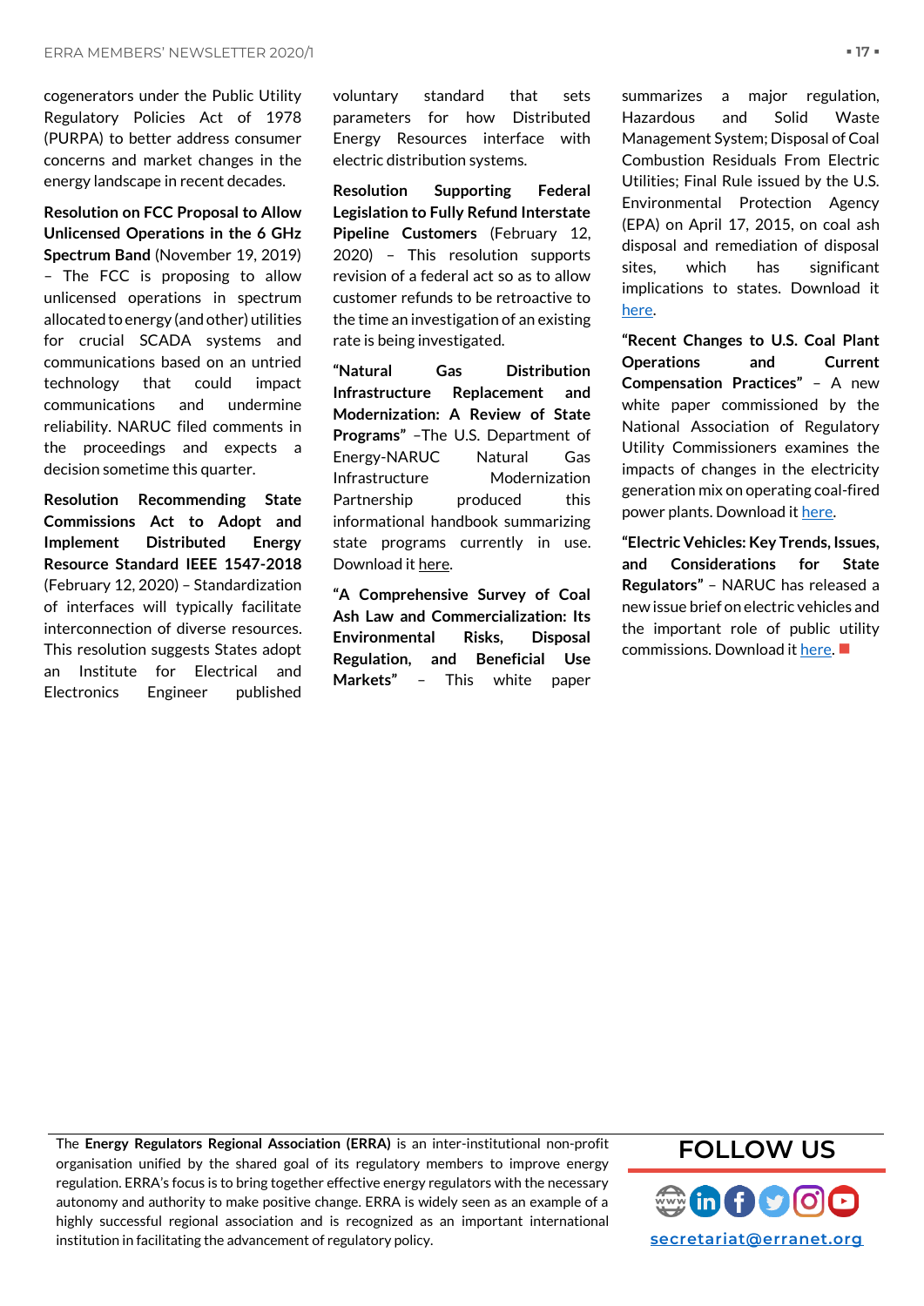cogenerators under the Public Utility Regulatory Policies Act of 1978 (PURPA) to better address consumer concerns and market changes in the energy landscape in recent decades.

**Resolution on FCC Proposal to Allow Unlicensed Operations in the 6 GHz Spectrum Band** (November 19, 2019) – The FCC is proposing to allow unlicensed operations in spectrum allocated to energy (and other) utilities for crucial SCADA systems and communications based on an untried technology that could impact communications and undermine reliability. NARUC filed comments in the proceedings and expects a decision sometime this quarter.

**Resolution Recommending State Commissions Act to Adopt and Implement Distributed Energy Resource Standard IEEE 1547-2018** (February 12, 2020) – Standardization of interfaces will typically facilitate interconnection of diverse resources. This resolution suggests States adopt an Institute for Electrical and Electronics Engineer published voluntary standard that sets parameters for how Distributed Energy Resources interface with electric distribution systems.

**Resolution Supporting Federal Legislation to Fully Refund Interstate Pipeline Customers** (February 12, 2020) – This resolution supports revision of a federal act so as to allow customer refunds to be retroactive to the time an investigation of an existing rate is being investigated.

**"Natural Gas Distribution Infrastructure Replacement and Modernization: A Review of State Programs"** –The U.S. Department of Energy-NARUC Natural Gas Infrastructure Modernization Partnership produced this informational handbook summarizing state programs currently in use. Download it here.

**"A Comprehensive Survey of Coal Ash Law and Commercialization: Its Environmental Risks, Disposal Regulation, and Beneficial Use Markets"** – This white paper summarizes a major regulation, Hazardous and Solid Waste Management System; Disposal of Coal Combustion Residuals From Electric Utilities; Final Rule issued by the U.S. Environmental Protection Agency (EPA) on April 17, 2015, on coal ash disposal and remediation of disposal sites, which has significant implications to states. Download it here.

**"Recent Changes to U.S. Coal Plant Operations and Current Compensation Practices"** – A new white paper commissioned by the National Association of Regulatory Utility Commissioners examines the impacts of changes in the electricity generation mix on operating coal-fired power plants. Download it here.

**"Electric Vehicles: Key Trends, Issues, and Considerations for State Regulators"** – NARUC has released a new issue brief on electric vehicles and the important role of public utility commissions. Download it here.

The **Energy Regulators Regional Association (ERRA)** is an inter-institutional non-profit organisation unified by the shared goal of its regulatory members to improve energy regulation. ERRA's focus is to bring together effective energy regulators with the necessary autonomy and authority to make positive change. ERRA is widely seen as an example of a highly successful regional association and is recognized as an important international institution in facilitating the advancement of regulatory policy.

**FOLLOW US**

secretariat@erranet.org